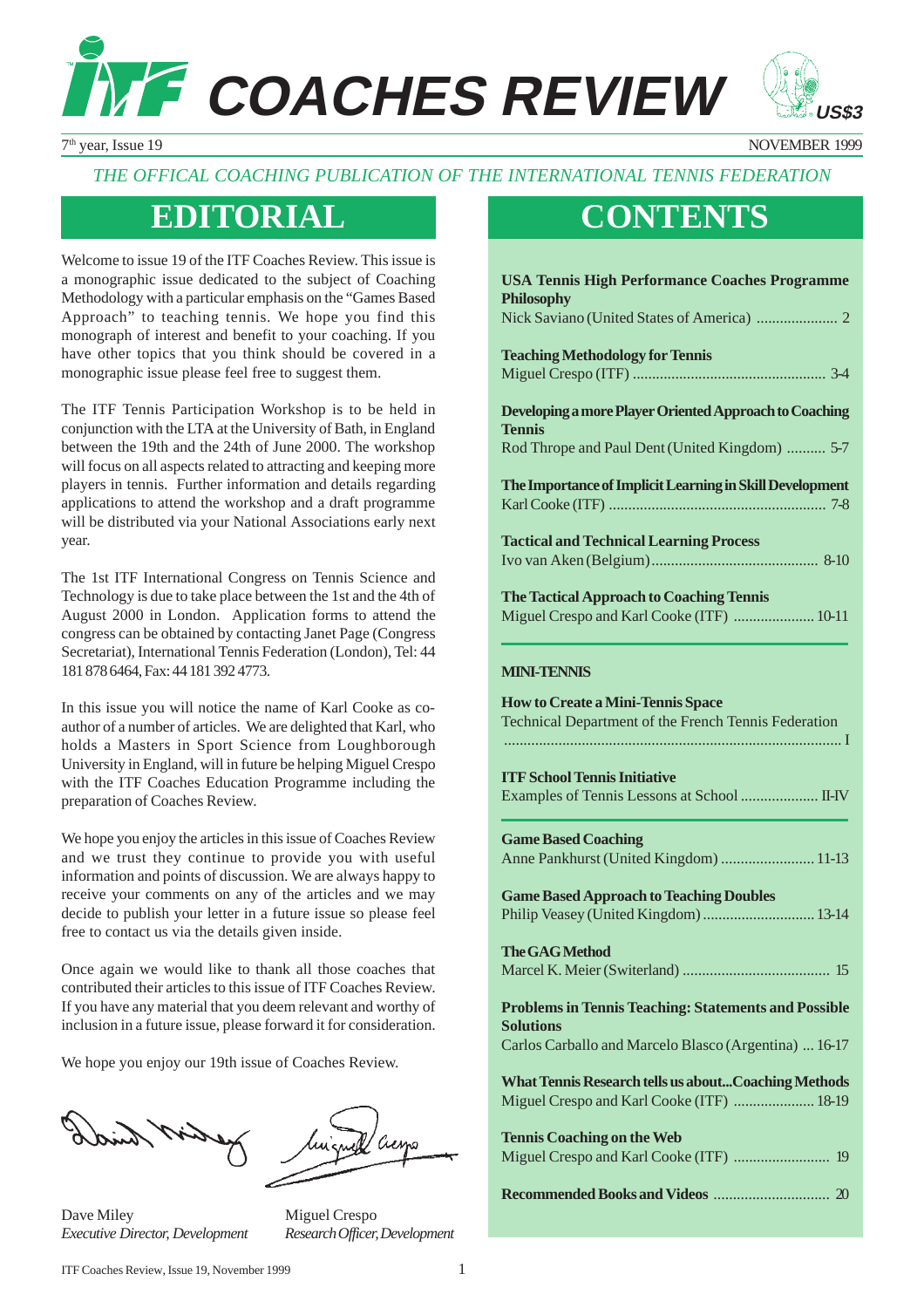# ITF COACHES REVIEW

US$3

7th year, Issue 19 NOVEMBER 1999

*THE OFFICAL COACHING PUBLICATION OF THE INTERNATIONAL TENNIS FEDERATION*

## EDITORIAL

Welcome to issue 19 of the ITF Coaches Review. This issue is a monographic issue dedicated to the subject of Coaching Methodology with a particular emphasis on the "Games Based Approach" to teaching tennis. We hope you find this monograph of interest and benefit to your coaching. If you have other topics that you think should be covered in a monographic issue please feel free to suggest them.

The ITF Tennis Participation Workshop is to be held in conjunction with the LTA at the University of Bath, in England between the 19th and the 24th of June 2000. The workshop will focus on all aspects related to attracting and keeping more players in tennis. Further information and details regarding applications to attend the workshop and a draft programme will be distributed via your National Associations early next year.

The 1st ITF International Congress on Tennis Science and Technology is due to take place between the 1st and the 4th of August 2000 in London. Application forms to attend the congress can be obtained by contacting Janet Page (Congress Secretariat), International Tennis Federation (London), Tel: 44 181 878 6464, Fax: 44 181 392 4773.

In this issue you will notice the name of Karl Cooke as co-author of a number of articles. We are delighted that Karl, who holds a Masters in Sport Science from Loughborough University in England, will in future be helping Miguel Crespo with the ITF Coaches Education Programme including the preparation of Coaches Review.

We hope you enjoy the articles in this issue of Coaches Review and we trust they continue to provide you with useful information and points of discussion. We are always happy to receive your comments on any of the articles and we may decide to publish your letter in a future issue so please feel free to contact us via the details given inside.

Once again we would like to thank all those coaches that contributed their articles to this issue of ITF Coaches Review. If you have any material that you deem relevant and worthy of inclusion in a future issue, please forward it for consideration.

We hope you enjoy our 19th issue of Coaches Review.

Dave Miley
*Executive Director, Development*

Miguel Crespo
*Research Officer, Development*

## CONTENTS

**USA Tennis High Performance Coaches Programme Philosophy**
Nick Saviano (United States of America) ..................... 2

**Teaching Methodology for Tennis**
Miguel Crespo (ITF) ................................................. 3-4

**Developing a more Player Oriented Approach to Coaching Tennis**
Rod Thrope and Paul Dent (United Kingdom) .......... 5-7

**The Importance of Implicit Learning in Skill Development**
Karl Cooke (ITF) ........................................................ 7-8

**Tactical and Technical Learning Process**
Ivo van Aken (Belgium).......................................... 8-10

**The Tactical Approach to Coaching Tennis**
Miguel Crespo and Karl Cooke (ITF) ..................... 10-11

**MINI-TENNIS**

**How to Create a Mini-Tennis Space**
Technical Department of the French Tennis Federation ....................................................................................... I

**ITF School Tennis Initiative**
Examples of Tennis Lessons at School .................... II-IV

**Game Based Coaching**
Anne Pankhurst (United Kingdom) ........................ 11-13

**Game Based Approach to Teaching Doubles**
Philip Veasey (United Kingdom) ............................. 13-14

**The GAG Method**
Marcel K. Meier (Switerland) ...................................... 15

**Problems in Tennis Teaching: Statements and Possible Solutions**
Carlos Carballo and Marcelo Blasco (Argentina) ... 16-17

**What Tennis Research tells us about...Coaching Methods**
Miguel Crespo and Karl Cooke (ITF) ..................... 18-19

**Tennis Coaching on the Web**
Miguel Crespo and Karl Cooke (ITF) ......................... 19

**Recommended Books and Videos** .............................. 20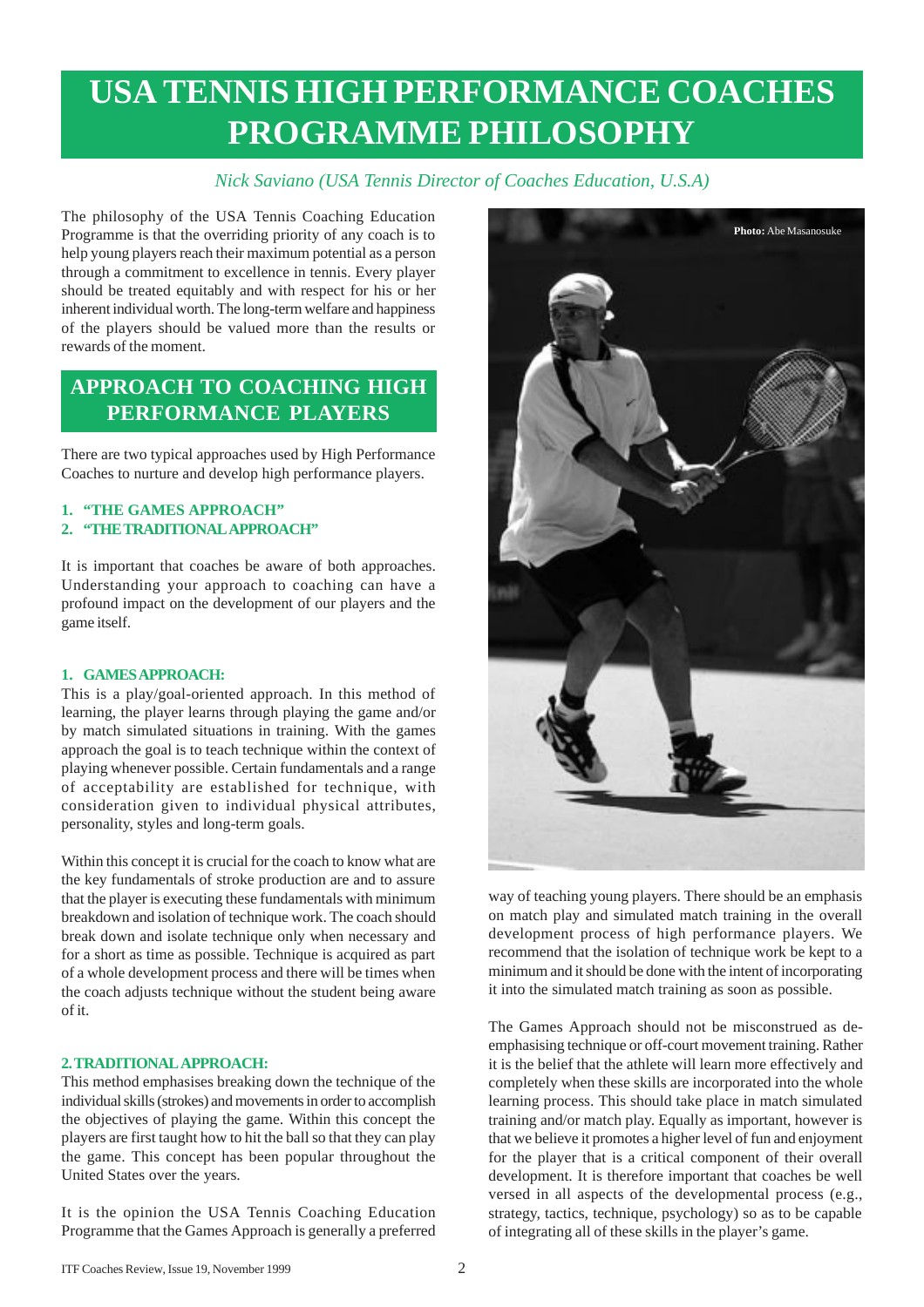# USA TENNIS HIGH PERFORMANCE COACHES PROGRAMME PHILOSOPHY

*Nick Saviano (USA Tennis Director of Coaches Education, U.S.A)*

The philosophy of the USA Tennis Coaching Education Programme is that the overriding priority of any coach is to help young players reach their maximum potential as a person through a commitment to excellence in tennis. Every player should be treated equitably and with respect for his or her inherent individual worth. The long-term welfare and happiness of the players should be valued more than the results or rewards of the moment.

## APPROACH TO COACHING HIGH PERFORMANCE PLAYERS

There are two typical approaches used by High Performance Coaches to nurture and develop high performance players.

1. **"THE GAMES APPROACH"**
2. **"THE TRADITIONAL APPROACH"**

It is important that coaches be aware of both approaches. Understanding your approach to coaching can have a profound impact on the development of our players and the game itself.

### 1. GAMES APPROACH:

This is a play/goal-oriented approach. In this method of learning, the player learns through playing the game and/or by match simulated situations in training. With the games approach the goal is to teach technique within the context of playing whenever possible. Certain fundamentals and a range of acceptability are established for technique, with consideration given to individual physical attributes, personality, styles and long-term goals.

Within this concept it is crucial for the coach to know what are the key fundamentals of stroke production are and to assure that the player is executing these fundamentals with minimum breakdown and isolation of technique work. The coach should break down and isolate technique only when necessary and for a short as time as possible. Technique is acquired as part of a whole development process and there will be times when the coach adjusts technique without the student being aware of it.

### 2. TRADITIONAL APPROACH:

This method emphasises breaking down the technique of the individual skills (strokes) and movements in order to accomplish the objectives of playing the game. Within this concept the players are first taught how to hit the ball so that they can play the game. This concept has been popular throughout the United States over the years.

It is the opinion the USA Tennis Coaching Education Programme that the Games Approach is generally a preferred way of teaching young players. There should be an emphasis on match play and simulated match training in the overall development process of high performance players. We recommend that the isolation of technique work be kept to a minimum and it should be done with the intent of incorporating it into the simulated match training as soon as possible.

The Games Approach should not be misconstrued as de-emphasising technique or off-court movement training. Rather it is the belief that the athlete will learn more effectively and completely when these skills are incorporated into the whole learning process. This should take place in match simulated training and/or match play. Equally as important, however is that we believe it promotes a higher level of fun and enjoyment for the player that is a critical component of their overall development. It is therefore important that coaches be well versed in all aspects of the developmental process (e.g., strategy, tactics, technique, psychology) so as to be capable of integrating all of these skills in the player's game.

**Photo:** Abe Masanosuke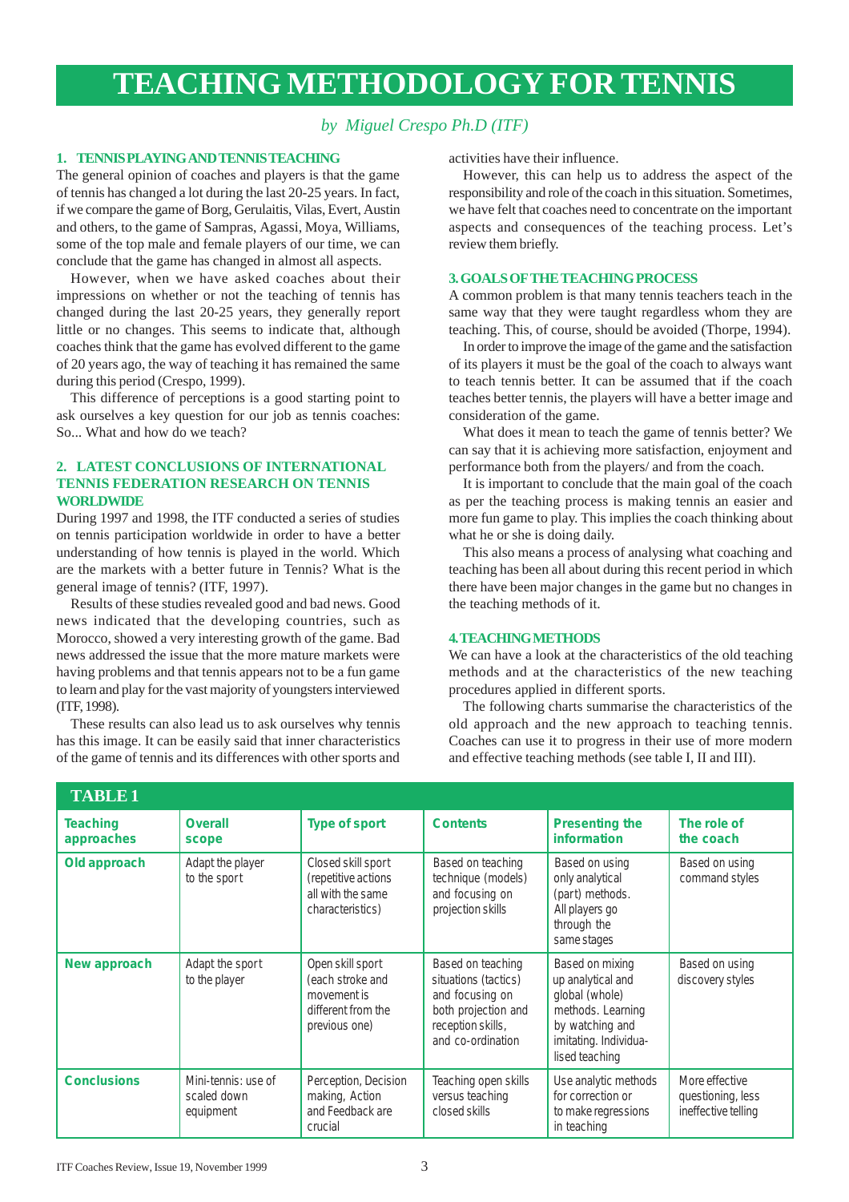# TEACHING METHODOLOGY FOR TENNIS

*by Miguel Crespo Ph.D (ITF)*

## 1. TENNIS PLAYING AND TENNIS TEACHING

The general opinion of coaches and players is that the game of tennis has changed a lot during the last 20-25 years. In fact, if we compare the game of Borg, Gerulaitis, Vilas, Evert, Austin and others, to the game of Sampras, Agassi, Moya, Williams, some of the top male and female players of our time, we can conclude that the game has changed in almost all aspects.

However, when we have asked coaches about their impressions on whether or not the teaching of tennis has changed during the last 20-25 years, they generally report little or no changes. This seems to indicate that, although coaches think that the game has evolved different to the game of 20 years ago, the way of teaching it has remained the same during this period (Crespo, 1999).

This difference of perceptions is a good starting point to ask ourselves a key question for our job as tennis coaches: So... What and how do we teach?

## 2. LATEST CONCLUSIONS OF INTERNATIONAL TENNIS FEDERATION RESEARCH ON TENNIS WORLDWIDE

During 1997 and 1998, the ITF conducted a series of studies on tennis participation worldwide in order to have a better understanding of how tennis is played in the world. Which are the markets with a better future in Tennis? What is the general image of tennis? (ITF, 1997).

Results of these studies revealed good and bad news. Good news indicated that the developing countries, such as Morocco, showed a very interesting growth of the game. Bad news addressed the issue that the more mature markets were having problems and that tennis appears not to be a fun game to learn and play for the vast majority of youngsters interviewed (ITF, 1998).

These results can also lead us to ask ourselves why tennis has this image. It can be easily said that inner characteristics of the game of tennis and its differences with other sports and activities have their influence.

However, this can help us to address the aspect of the responsibility and role of the coach in this situation. Sometimes, we have felt that coaches need to concentrate on the important aspects and consequences of the teaching process. Let's review them briefly.

## 3. GOALS OF THE TEACHING PROCESS

A common problem is that many tennis teachers teach in the same way that they were taught regardless whom they are teaching. This, of course, should be avoided (Thorpe, 1994).

In order to improve the image of the game and the satisfaction of its players it must be the goal of the coach to always want to teach tennis better. It can be assumed that if the coach teaches better tennis, the players will have a better image and consideration of the game.

What does it mean to teach the game of tennis better? We can say that it is achieving more satisfaction, enjoyment and performance both from the players/ and from the coach.

It is important to conclude that the main goal of the coach as per the teaching process is making tennis an easier and more fun game to play. This implies the coach thinking about what he or she is doing daily.

This also means a process of analysing what coaching and teaching has been all about during this recent period in which there have been major changes in the game but no changes in the teaching methods of it.

## 4. TEACHING METHODS

We can have a look at the characteristics of the old teaching methods and at the characteristics of the new teaching procedures applied in different sports.

The following charts summarise the characteristics of the old approach and the new approach to teaching tennis. Coaches can use it to progress in their use of more modern and effective teaching methods (see table I, II and III).

**TABLE 1**

| Teaching approaches | Overall scope | Type of sport | Contents | Presenting the information | The role of the coach |
|---|---|---|---|---|---|
| **Old approach** | Adapt the player to the sport | Closed skill sport (repetitive actions all with the same characteristics) | Based on teaching technique (models) and focusing on projection skills | Based on using only analytical (part) methods. All players go through the same stages | Based on using command styles |
| **New approach** | Adapt the sport to the player | Open skill sport (each stroke and movement is different from the previous one) | Based on teaching situations (tactics) and focusing on both projection and reception skills, and co-ordination | Based on mixing up analytical and global (whole) methods. Learning by watching and imitating. Individualised teaching | Based on using discovery styles |
| **Conclusions** | Mini-tennis: use of scaled down equipment | Perception, Decision making, Action and Feedback are crucial | Teaching open skills versus teaching closed skills | Use analytic methods for correction or to make regressions in teaching | More effective questioning, less ineffective telling |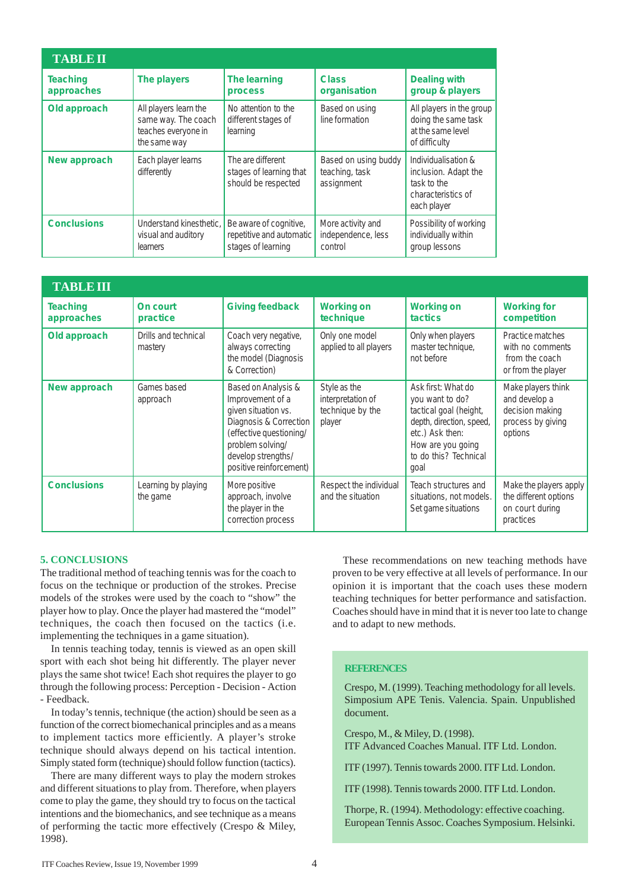**TABLE II**

| Teaching approaches | The players | The learning process | Class organisation | Dealing with group & players |
|---|---|---|---|---|
| **Old approach** | All players learn the same way. The coach teaches everyone in the same way | No attention to the different stages of learning | Based on using line formation | All players in the group doing the same task at the same level of difficulty |
| **New approach** | Each player learns differently | The are different stages of learning that should be respected | Based on using buddy teaching, task assignment | Individualisation & inclusion. Adapt the task to the characteristics of each player |
| **Conclusions** | Understand kinesthetic, visual and auditory learners | Be aware of cognitive, repetitive and automatic stages of learning | More activity and independence, less control | Possibility of working individually within group lessons |

**TABLE III**

| Teaching approaches | On court practice | Giving feedback | Working on technique | Working on tactics | Working for competition |
|---|---|---|---|---|---|
| **Old approach** | Drills and technical mastery | Coach very negative, always correcting the model (Diagnosis & Correction) | Only one model applied to all players | Only when players master technique, not before | Practice matches with no comments from the coach or from the player |
| **New approach** | Games based approach | Based on Analysis & Improvement of a given situation vs. Diagnosis & Correction (effective questioning/ problem solving/ develop strengths/ positive reinforcement) | Style as the interpretation of technique by the player | Ask first: What do you want to do? tactical goal (height, depth, direction, speed, etc.) Ask then: How are you going to do this? Technical goal | Make players think and develop a decision making process by giving options |
| **Conclusions** | Learning by playing the game | More positive approach, involve the player in the correction process | Respect the individual and the situation | Teach structures and situations, not models. Set game situations | Make the players apply the different options on court during practices |

## 5. CONCLUSIONS

The traditional method of teaching tennis was for the coach to focus on the technique or production of the strokes. Precise models of the strokes were used by the coach to "show" the player how to play. Once the player had mastered the "model" techniques, the coach then focused on the tactics (i.e. implementing the techniques in a game situation).

In tennis teaching today, tennis is viewed as an open skill sport with each shot being hit differently. The player never plays the same shot twice! Each shot requires the player to go through the following process: Perception - Decision - Action - Feedback.

In today's tennis, technique (the action) should be seen as a function of the correct biomechanical principles and as a means to implement tactics more efficiently. A player's stroke technique should always depend on his tactical intention. Simply stated form (technique) should follow function (tactics).

There are many different ways to play the modern strokes and different situations to play from. Therefore, when players come to play the game, they should try to focus on the tactical intentions and the biomechanics, and see technique as a means of performing the tactic more effectively (Crespo & Miley, 1998).

These recommendations on new teaching methods have proven to be very effective at all levels of performance. In our opinion it is important that the coach uses these modern teaching techniques for better performance and satisfaction. Coaches should have in mind that it is never too late to change and to adapt to new methods.

### REFERENCES

Crespo, M. (1999). Teaching methodology for all levels. Simposium APE Tenis. Valencia. Spain. Unpublished document.

Crespo, M., & Miley, D. (1998). ITF Advanced Coaches Manual. ITF Ltd. London.

ITF (1997). Tennis towards 2000. ITF Ltd. London.

ITF (1998). Tennis towards 2000. ITF Ltd. London.

Thorpe, R. (1994). Methodology: effective coaching. European Tennis Assoc. Coaches Symposium. Helsinki.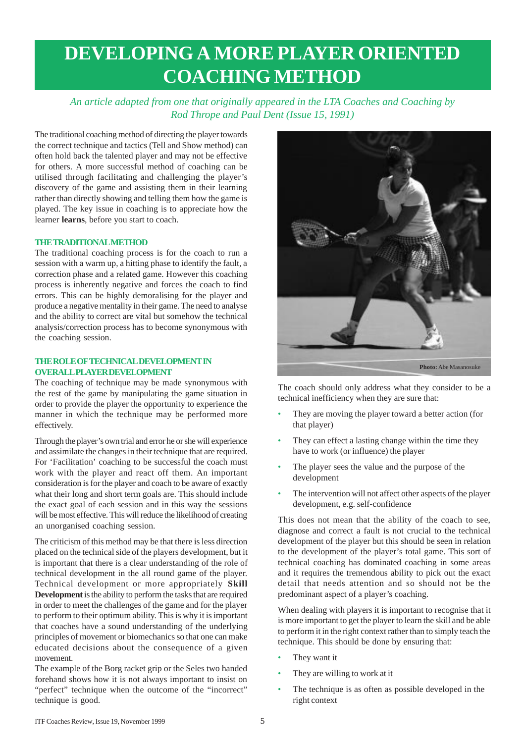# DEVELOPING A MORE PLAYER ORIENTED COACHING METHOD

*An article adapted from one that originally appeared in the LTA Coaches and Coaching by Rod Thrope and Paul Dent (Issue 15, 1991)*

The traditional coaching method of directing the player towards the correct technique and tactics (Tell and Show method) can often hold back the talented player and may not be effective for others. A more successful method of coaching can be utilised through facilitating and challenging the player's discovery of the game and assisting them in their learning rather than directly showing and telling them how the game is played. The key issue in coaching is to appreciate how the learner **learns**, before you start to coach.

## THE TRADITIONAL METHOD

The traditional coaching process is for the coach to run a session with a warm up, a hitting phase to identify the fault, a correction phase and a related game. However this coaching process is inherently negative and forces the coach to find errors. This can be highly demoralising for the player and produce a negative mentality in their game. The need to analyse and the ability to correct are vital but somehow the technical analysis/correction process has to become synonymous with the coaching session.

## THE ROLE OF TECHNICAL DEVELOPMENT IN OVERALL PLAYER DEVELOPMENT

The coaching of technique may be made synonymous with the rest of the game by manipulating the game situation in order to provide the player the opportunity to experience the manner in which the technique may be performed more effectively.

Through the player's own trial and error he or she will experience and assimilate the changes in their technique that are required. For 'Facilitation' coaching to be successful the coach must work with the player and react off them. An important consideration is for the player and coach to be aware of exactly what their long and short term goals are. This should include the exact goal of each session and in this way the sessions will be most effective. This will reduce the likelihood of creating an unorganised coaching session.

The criticism of this method may be that there is less direction placed on the technical side of the players development, but it is important that there is a clear understanding of the role of technical development in the all round game of the player. Technical development or more appropriately **Skill Development** is the ability to perform the tasks that are required in order to meet the challenges of the game and for the player to perform to their optimum ability. This is why it is important that coaches have a sound understanding of the underlying principles of movement or biomechanics so that one can make educated decisions about the consequence of a given movement.

The example of the Borg racket grip or the Seles two handed forehand shows how it is not always important to insist on "perfect" technique when the outcome of the "incorrect" technique is good.

**Photo:** Abe Masanosuke

The coach should only address what they consider to be a technical inefficiency when they are sure that:

- They are moving the player toward a better action (for that player)
- They can effect a lasting change within the time they have to work (or influence) the player
- The player sees the value and the purpose of the development
- The intervention will not affect other aspects of the player development, e.g. self-confidence

This does not mean that the ability of the coach to see, diagnose and correct a fault is not crucial to the technical development of the player but this should be seen in relation to the development of the player's total game. This sort of technical coaching has dominated coaching in some areas and it requires the tremendous ability to pick out the exact detail that needs attention and so should not be the predominant aspect of a player's coaching.

When dealing with players it is important to recognise that it is more important to get the player to learn the skill and be able to perform it in the right context rather than to simply teach the technique. This should be done by ensuring that:

- They want it
- They are willing to work at it
- The technique is as often as possible developed in the right context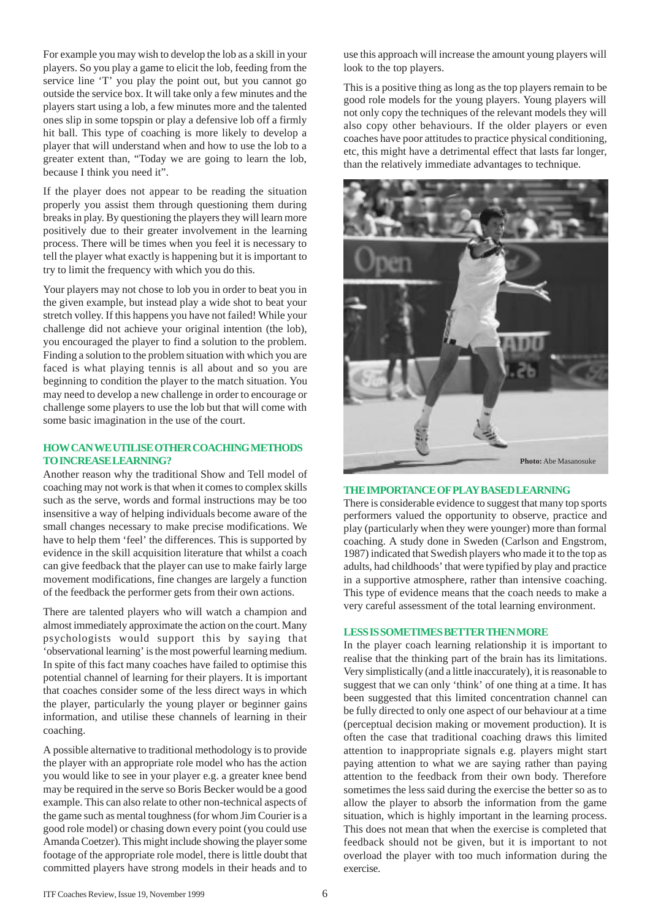For example you may wish to develop the lob as a skill in your players. So you play a game to elicit the lob, feeding from the service line 'T' you play the point out, but you cannot go outside the service box. It will take only a few minutes and the players start using a lob, a few minutes more and the talented ones slip in some topspin or play a defensive lob off a firmly hit ball. This type of coaching is more likely to develop a player that will understand when and how to use the lob to a greater extent than, "Today we are going to learn the lob, because I think you need it".

If the player does not appear to be reading the situation properly you assist them through questioning them during breaks in play. By questioning the players they will learn more positively due to their greater involvement in the learning process. There will be times when you feel it is necessary to tell the player what exactly is happening but it is important to try to limit the frequency with which you do this.

Your players may not chose to lob you in order to beat you in the given example, but instead play a wide shot to beat your stretch volley. If this happens you have not failed! While your challenge did not achieve your original intention (the lob), you encouraged the player to find a solution to the problem. Finding a solution to the problem situation with which you are faced is what playing tennis is all about and so you are beginning to condition the player to the match situation. You may need to develop a new challenge in order to encourage or challenge some players to use the lob but that will come with some basic imagination in the use of the court.

## HOW CAN WE UTILISE OTHER COACHING METHODS TO INCREASE LEARNING?

Another reason why the traditional Show and Tell model of coaching may not work is that when it comes to complex skills such as the serve, words and formal instructions may be too insensitive a way of helping individuals become aware of the small changes necessary to make precise modifications. We have to help them 'feel' the differences. This is supported by evidence in the skill acquisition literature that whilst a coach can give feedback that the player can use to make fairly large movement modifications, fine changes are largely a function of the feedback the performer gets from their own actions.

There are talented players who will watch a champion and almost immediately approximate the action on the court. Many psychologists would support this by saying that 'observational learning' is the most powerful learning medium. In spite of this fact many coaches have failed to optimise this potential channel of learning for their players. It is important that coaches consider some of the less direct ways in which the player, particularly the young player or beginner gains information, and utilise these channels of learning in their coaching.

A possible alternative to traditional methodology is to provide the player with an appropriate role model who has the action you would like to see in your player e.g. a greater knee bend may be required in the serve so Boris Becker would be a good example. This can also relate to other non-technical aspects of the game such as mental toughness (for whom Jim Courier is a good role model) or chasing down every point (you could use Amanda Coetzer). This might include showing the player some footage of the appropriate role model, there is little doubt that committed players have strong models in their heads and to use this approach will increase the amount young players will look to the top players.

This is a positive thing as long as the top players remain to be good role models for the young players. Young players will not only copy the techniques of the relevant models they will also copy other behaviours. If the older players or even coaches have poor attitudes to practice physical conditioning, etc, this might have a detrimental effect that lasts far longer, than the relatively immediate advantages to technique.

**Photo:** Abe Masanosuke

## THE IMPORTANCE OF PLAY BASED LEARNING

There is considerable evidence to suggest that many top sports performers valued the opportunity to observe, practice and play (particularly when they were younger) more than formal coaching. A study done in Sweden (Carlson and Engstrom, 1987) indicated that Swedish players who made it to the top as adults, had childhoods' that were typified by play and practice in a supportive atmosphere, rather than intensive coaching. This type of evidence means that the coach needs to make a very careful assessment of the total learning environment.

## LESS IS SOMETIMES BETTER THEN MORE

In the player coach learning relationship it is important to realise that the thinking part of the brain has its limitations. Very simplistically (and a little inaccurately), it is reasonable to suggest that we can only 'think' of one thing at a time. It has been suggested that this limited concentration channel can be fully directed to only one aspect of our behaviour at a time (perceptual decision making or movement production). It is often the case that traditional coaching draws this limited attention to inappropriate signals e.g. players might start paying attention to what we are saying rather than paying attention to the feedback from their own body. Therefore sometimes the less said during the exercise the better so as to allow the player to absorb the information from the game situation, which is highly important in the learning process. This does not mean that when the exercise is completed that feedback should not be given, but it is important to not overload the player with too much information during the exercise.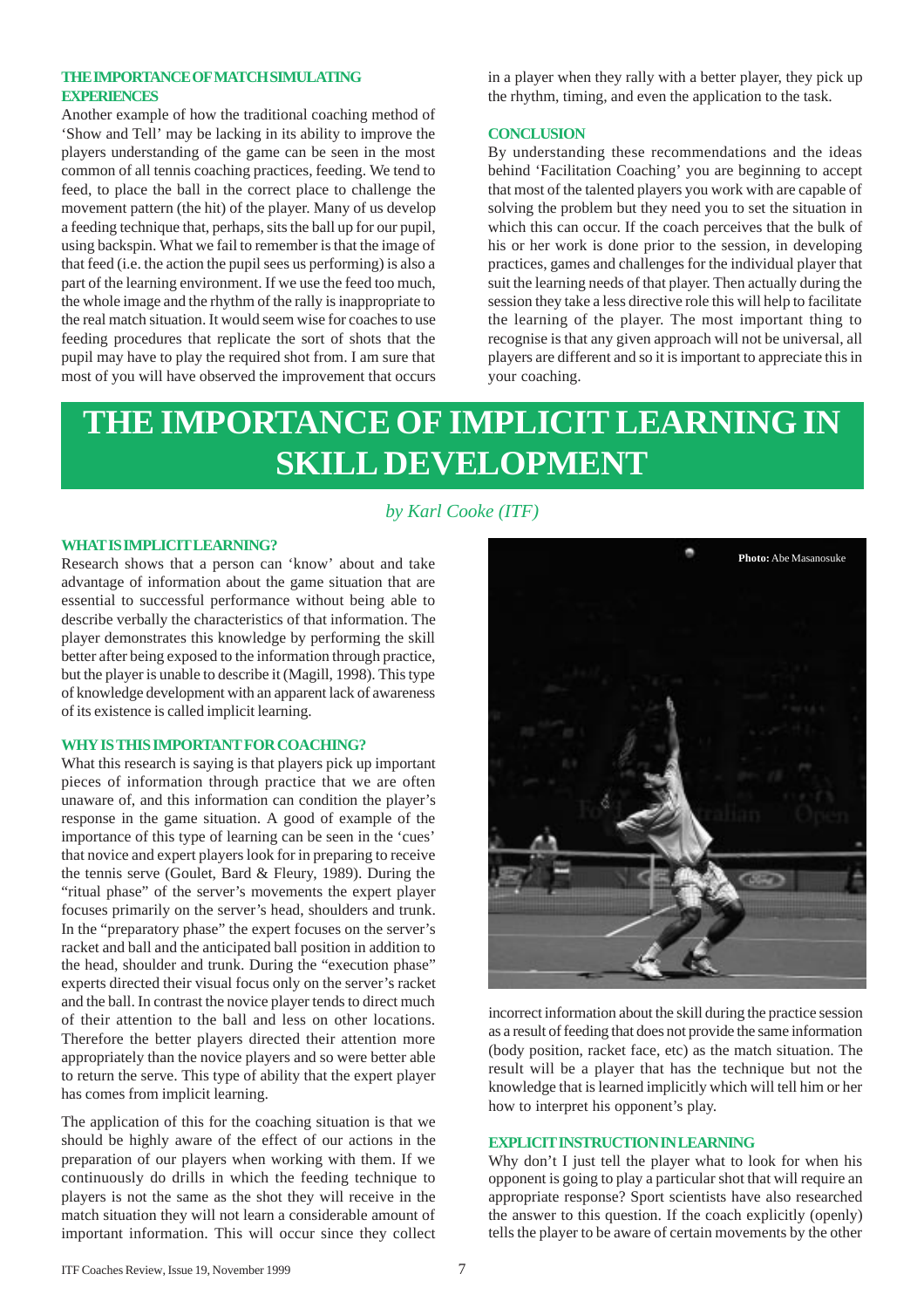### THE IMPORTANCE OF MATCH SIMULATING EXPERIENCES

Another example of how the traditional coaching method of 'Show and Tell' may be lacking in its ability to improve the players understanding of the game can be seen in the most common of all tennis coaching practices, feeding. We tend to feed, to place the ball in the correct place to challenge the movement pattern (the hit) of the player. Many of us develop a feeding technique that, perhaps, sits the ball up for our pupil, using backspin. What we fail to remember is that the image of that feed (i.e. the action the pupil sees us performing) is also a part of the learning environment. If we use the feed too much, the whole image and the rhythm of the rally is inappropriate to the real match situation. It would seem wise for coaches to use feeding procedures that replicate the sort of shots that the pupil may have to play the required shot from. I am sure that most of you will have observed the improvement that occurs in a player when they rally with a better player, they pick up the rhythm, timing, and even the application to the task.

### CONCLUSION

By understanding these recommendations and the ideas behind 'Facilitation Coaching' you are beginning to accept that most of the talented players you work with are capable of solving the problem but they need you to set the situation in which this can occur. If the coach perceives that the bulk of his or her work is done prior to the session, in developing practices, games and challenges for the individual player that suit the learning needs of that player. Then actually during the session they take a less directive role this will help to facilitate the learning of the player. The most important thing to recognise is that any given approach will not be universal, all players are different and so it is important to appreciate this in your coaching.

# THE IMPORTANCE OF IMPLICIT LEARNING IN SKILL DEVELOPMENT

*by Karl Cooke (ITF)*

### WHAT IS IMPLICIT LEARNING?

Research shows that a person can 'know' about and take advantage of information about the game situation that are essential to successful performance without being able to describe verbally the characteristics of that information. The player demonstrates this knowledge by performing the skill better after being exposed to the information through practice, but the player is unable to describe it (Magill, 1998). This type of knowledge development with an apparent lack of awareness of its existence is called implicit learning.

### WHY IS THIS IMPORTANT FOR COACHING?

What this research is saying is that players pick up important pieces of information through practice that we are often unaware of, and this information can condition the player's response in the game situation. A good of example of the importance of this type of learning can be seen in the 'cues' that novice and expert players look for in preparing to receive the tennis serve (Goulet, Bard & Fleury, 1989). During the "ritual phase" of the server's movements the expert player focuses primarily on the server's head, shoulders and trunk. In the "preparatory phase" the expert focuses on the server's racket and ball and the anticipated ball position in addition to the head, shoulder and trunk. During the "execution phase" experts directed their visual focus only on the server's racket and the ball. In contrast the novice player tends to direct much of their attention to the ball and less on other locations. Therefore the better players directed their attention more appropriately than the novice players and so were better able to return the serve. This type of ability that the expert player has comes from implicit learning.

The application of this for the coaching situation is that we should be highly aware of the effect of our actions in the preparation of our players when working with them. If we continuously do drills in which the feeding technique to players is not the same as the shot they will receive in the match situation they will not learn a considerable amount of important information. This will occur since they collect incorrect information about the skill during the practice session as a result of feeding that does not provide the same information (body position, racket face, etc) as the match situation. The result will be a player that has the technique but not the knowledge that is learned implicitly which will tell him or her how to interpret his opponent's play.

Photo: Abe Masanosuke

### EXPLICIT INSTRUCTION IN LEARNING

Why don't I just tell the player what to look for when his opponent is going to play a particular shot that will require an appropriate response? Sport scientists have also researched the answer to this question. If the coach explicitly (openly) tells the player to be aware of certain movements by the other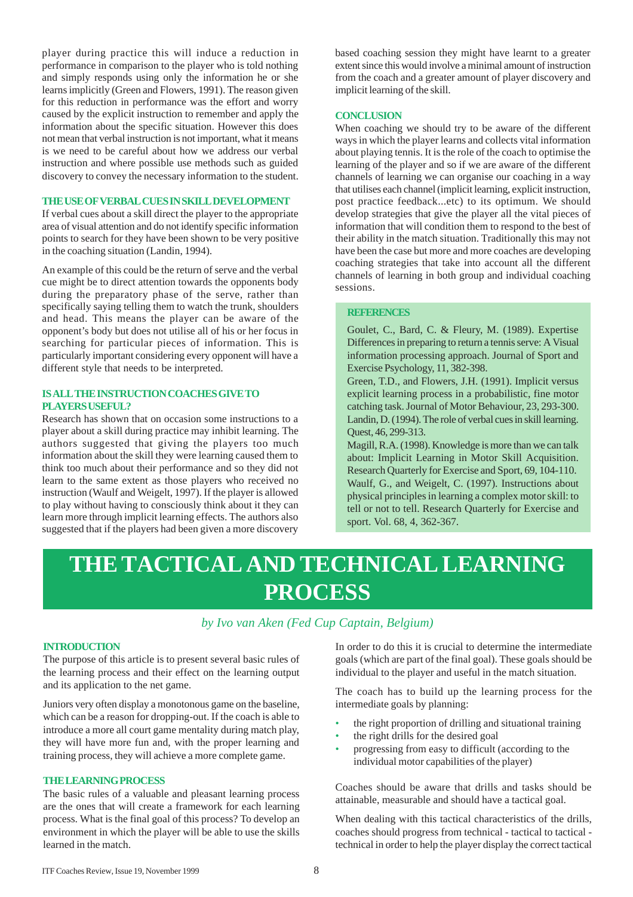player during practice this will induce a reduction in performance in comparison to the player who is told nothing and simply responds using only the information he or she learns implicitly (Green and Flowers, 1991). The reason given for this reduction in performance was the effort and worry caused by the explicit instruction to remember and apply the information about the specific situation. However this does not mean that verbal instruction is not important, what it means is we need to be careful about how we address our verbal instruction and where possible use methods such as guided discovery to convey the necessary information to the student.

### THE USE OF VERBAL CUES IN SKILL DEVELOPMENT

If verbal cues about a skill direct the player to the appropriate area of visual attention and do not identify specific information points to search for they have been shown to be very positive in the coaching situation (Landin, 1994).

An example of this could be the return of serve and the verbal cue might be to direct attention towards the opponents body during the preparatory phase of the serve, rather than specifically saying telling them to watch the trunk, shoulders and head. This means the player can be aware of the opponent's body but does not utilise all of his or her focus in searching for particular pieces of information. This is particularly important considering every opponent will have a different style that needs to be interpreted.

### IS ALL THE INSTRUCTION COACHES GIVE TO PLAYERS USEFUL?

Research has shown that on occasion some instructions to a player about a skill during practice may inhibit learning. The authors suggested that giving the players too much information about the skill they were learning caused them to think too much about their performance and so they did not learn to the same extent as those players who received no instruction (Waulf and Weigelt, 1997). If the player is allowed to play without having to consciously think about it they can learn more through implicit learning effects. The authors also suggested that if the players had been given a more discovery based coaching session they might have learnt to a greater extent since this would involve a minimal amount of instruction from the coach and a greater amount of player discovery and implicit learning of the skill.

### CONCLUSION

When coaching we should try to be aware of the different ways in which the player learns and collects vital information about playing tennis. It is the role of the coach to optimise the learning of the player and so if we are aware of the different channels of learning we can organise our coaching in a way that utilises each channel (implicit learning, explicit instruction, post practice feedback...etc) to its optimum. We should develop strategies that give the player all the vital pieces of information that will condition them to respond to the best of their ability in the match situation. Traditionally this may not have been the case but more and more coaches are developing coaching strategies that take into account all the different channels of learning in both group and individual coaching sessions.

### REFERENCES

Goulet, C., Bard, C. & Fleury, M. (1989). Expertise Differences in preparing to return a tennis serve: A Visual information processing approach. Journal of Sport and Exercise Psychology, 11, 382-398.

Green, T.D., and Flowers, J.H. (1991). Implicit versus explicit learning process in a probabilistic, fine motor catching task. Journal of Motor Behaviour, 23, 293-300.

Landin, D. (1994). The role of verbal cues in skill learning. Quest, 46, 299-313.

Magill, R.A. (1998). Knowledge is more than we can talk about: Implicit Learning in Motor Skill Acquisition. Research Quarterly for Exercise and Sport, 69, 104-110.

Waulf, G., and Weigelt, C. (1997). Instructions about physical principles in learning a complex motor skill: to tell or not to tell. Research Quarterly for Exercise and sport. Vol. 68, 4, 362-367.

# THE TACTICAL AND TECHNICAL LEARNING PROCESS

*by Ivo van Aken (Fed Cup Captain, Belgium)*

### INTRODUCTION

The purpose of this article is to present several basic rules of the learning process and their effect on the learning output and its application to the net game.

Juniors very often display a monotonous game on the baseline, which can be a reason for dropping-out. If the coach is able to introduce a more all court game mentality during match play, they will have more fun and, with the proper learning and training process, they will achieve a more complete game.

### THE LEARNING PROCESS

The basic rules of a valuable and pleasant learning process are the ones that will create a framework for each learning process. What is the final goal of this process? To develop an environment in which the player will be able to use the skills learned in the match.

In order to do this it is crucial to determine the intermediate goals (which are part of the final goal). These goals should be individual to the player and useful in the match situation.

The coach has to build up the learning process for the intermediate goals by planning:

- the right proportion of drilling and situational training
- the right drills for the desired goal
- progressing from easy to difficult (according to the individual motor capabilities of the player)

Coaches should be aware that drills and tasks should be attainable, measurable and should have a tactical goal.

When dealing with this tactical characteristics of the drills, coaches should progress from technical - tactical to tactical - technical in order to help the player display the correct tactical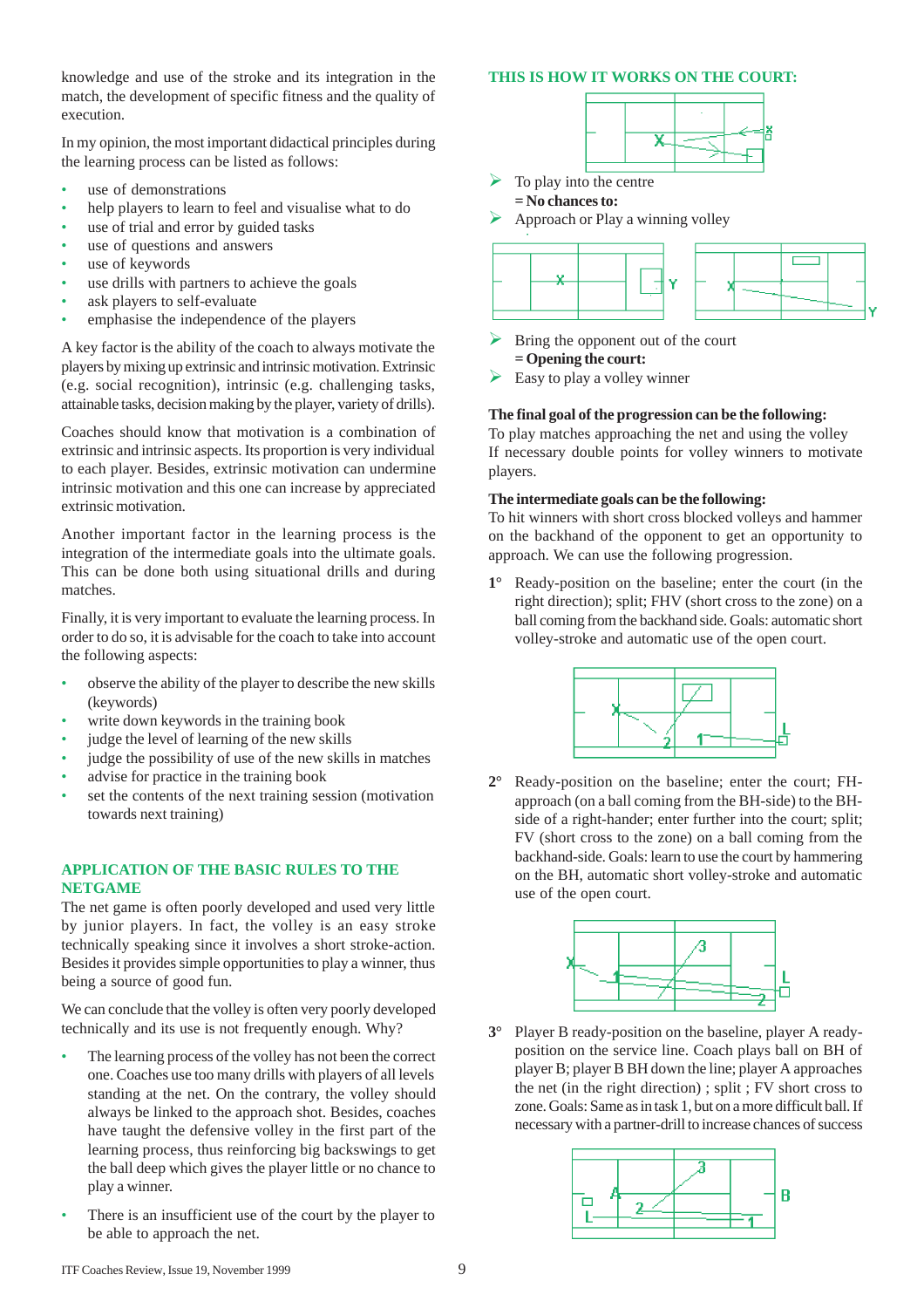knowledge and use of the stroke and its integration in the match, the development of specific fitness and the quality of execution.

In my opinion, the most important didactical principles during the learning process can be listed as follows:

- use of demonstrations
- help players to learn to feel and visualise what to do
- use of trial and error by guided tasks
- use of questions and answers
- use of keywords
- use drills with partners to achieve the goals
- ask players to self-evaluate
- emphasise the independence of the players

A key factor is the ability of the coach to always motivate the players by mixing up extrinsic and intrinsic motivation. Extrinsic (e.g. social recognition), intrinsic (e.g. challenging tasks, attainable tasks, decision making by the player, variety of drills).

Coaches should know that motivation is a combination of extrinsic and intrinsic aspects. Its proportion is very individual to each player. Besides, extrinsic motivation can undermine intrinsic motivation and this one can increase by appreciated extrinsic motivation.

Another important factor in the learning process is the integration of the intermediate goals into the ultimate goals. This can be done both using situational drills and during matches.

Finally, it is very important to evaluate the learning process. In order to do so, it is advisable for the coach to take into account the following aspects:

- observe the ability of the player to describe the new skills (keywords)
- write down keywords in the training book
- judge the level of learning of the new skills
- judge the possibility of use of the new skills in matches
- advise for practice in the training book
- set the contents of the next training session (motivation towards next training)

## APPLICATION OF THE BASIC RULES TO THE NETGAME

The net game is often poorly developed and used very little by junior players. In fact, the volley is an easy stroke technically speaking since it involves a short stroke-action. Besides it provides simple opportunities to play a winner, thus being a source of good fun.

We can conclude that the volley is often very poorly developed technically and its use is not frequently enough. Why?

- The learning process of the volley has not been the correct one. Coaches use too many drills with players of all levels standing at the net. On the contrary, the volley should always be linked to the approach shot. Besides, coaches have taught the defensive volley in the first part of the learning process, thus reinforcing big backswings to get the ball deep which gives the player little or no chance to play a winner.
- There is an insufficient use of the court by the player to be able to approach the net.

## THIS IS HOW IT WORKS ON THE COURT:

- To play into the centre
  **= No chances to:**
- Approach or Play a winning volley

- Bring the opponent out of the court
  **= Opening the court:**
- Easy to play a volley winner

**The final goal of the progression can be the following:**
To play matches approaching the net and using the volley
If necessary double points for volley winners to motivate players.

**The intermediate goals can be the following:**
To hit winners with short cross blocked volleys and hammer on the backhand of the opponent to get an opportunity to approach. We can use the following progression.

1° Ready-position on the baseline; enter the court (in the right direction); split; FHV (short cross to the zone) on a ball coming from the backhand side. Goals: automatic short volley-stroke and automatic use of the open court.

2° Ready-position on the baseline; enter the court; FH-approach (on a ball coming from the BH-side) to the BH-side of a right-hander; enter further into the court; split; FV (short cross to the zone) on a ball coming from the backhand-side. Goals: learn to use the court by hammering on the BH, automatic short volley-stroke and automatic use of the open court.

3° Player B ready-position on the baseline, player A ready-position on the service line. Coach plays ball on BH of player B; player B BH down the line; player A approaches the net (in the right direction) ; split ; FV short cross to zone. Goals: Same as in task 1, but on a more difficult ball. If necessary with a partner-drill to increase chances of success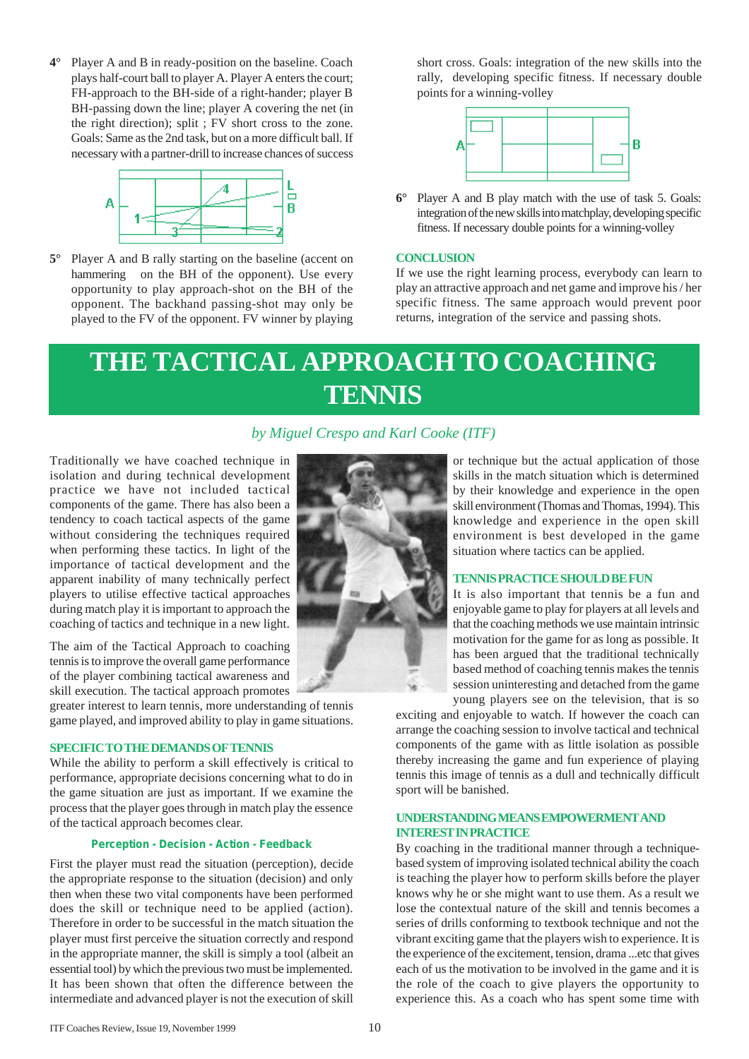4° Player A and B in ready-position on the baseline. Coach plays half-court ball to player A. Player A enters the court; FH-approach to the BH-side of a right-hander; player B BH-passing down the line; player A covering the net (in the right direction); split ; FV short cross to the zone. Goals: Same as the 2nd task, but on a more difficult ball. If necessary with a partner-drill to increase chances of success

5° Player A and B rally starting on the baseline (accent on hammering on the BH of the opponent). Use every opportunity to play approach-shot on the BH of the opponent. The backhand passing-shot may only be played to the FV of the opponent. FV winner by playing short cross. Goals: integration of the new skills into the rally, developing specific fitness. If necessary double points for a winning-volley

6° Player A and B play match with the use of task 5. Goals: integration of the new skills into matchplay, developing specific fitness. If necessary double points for a winning-volley

### CONCLUSION

If we use the right learning process, everybody can learn to play an attractive approach and net game and improve his / her specific fitness. The same approach would prevent poor returns, integration of the service and passing shots.

# THE TACTICAL APPROACH TO COACHING TENNIS

*by Miguel Crespo and Karl Cooke (ITF)*

Traditionally we have coached technique in isolation and during technical development practice we have not included tactical components of the game. There has also been a tendency to coach tactical aspects of the game without considering the techniques required when performing these tactics. In light of the importance of tactical development and the apparent inability of many technically perfect players to utilise effective tactical approaches during match play it is important to approach the coaching of tactics and technique in a new light.

The aim of the Tactical Approach to coaching tennis is to improve the overall game performance of the player combining tactical awareness and skill execution. The tactical approach promotes greater interest to learn tennis, more understanding of tennis game played, and improved ability to play in game situations.

### SPECIFIC TO THE DEMANDS OF TENNIS

While the ability to perform a skill effectively is critical to performance, appropriate decisions concerning what to do in the game situation are just as important. If we examine the process that the player goes through in match play the essence of the tactical approach becomes clear.

**Perception - Decision - Action - Feedback**

First the player must read the situation (perception), decide the appropriate response to the situation (decision) and only then when these two vital components have been performed does the skill or technique need to be applied (action). Therefore in order to be successful in the match situation the player must first perceive the situation correctly and respond in the appropriate manner, the skill is simply a tool (albeit an essential tool) by which the previous two must be implemented. It has been shown that often the difference between the intermediate and advanced player is not the execution of skill or technique but the actual application of those skills in the match situation which is determined by their knowledge and experience in the open skill environment (Thomas and Thomas, 1994). This knowledge and experience in the open skill environment is best developed in the game situation where tactics can be applied.

### TENNIS PRACTICE SHOULD BE FUN

It is also important that tennis be a fun and enjoyable game to play for players at all levels and that the coaching methods we use maintain intrinsic motivation for the game for as long as possible. It has been argued that the traditional technically based method of coaching tennis makes the tennis session uninteresting and detached from the game young players see on the television, that is so exciting and enjoyable to watch. If however the coach can arrange the coaching session to involve tactical and technical components of the game with as little isolation as possible thereby increasing the game and fun experience of playing tennis this image of tennis as a dull and technically difficult sport will be banished.

### UNDERSTANDING MEANS EMPOWERMENT AND INTEREST IN PRACTICE

By coaching in the traditional manner through a technique-based system of improving isolated technical ability the coach is teaching the player how to perform skills before the player knows why he or she might want to use them. As a result we lose the contextual nature of the skill and tennis becomes a series of drills conforming to textbook technique and not the vibrant exciting game that the players wish to experience. It is the experience of the excitement, tension, drama ...etc that gives each of us the motivation to be involved in the game and it is the role of the coach to give players the opportunity to experience this. As a coach who has spent some time with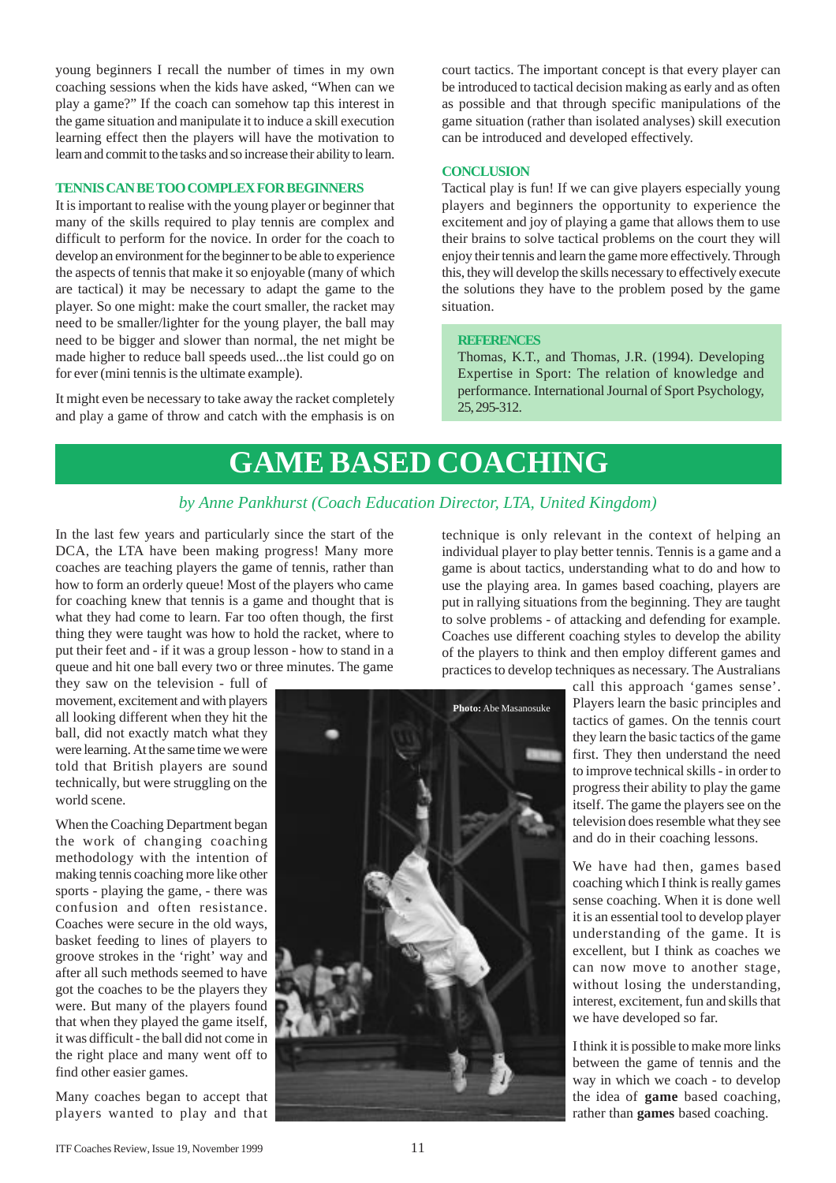young beginners I recall the number of times in my own coaching sessions when the kids have asked, "When can we play a game?" If the coach can somehow tap this interest in the game situation and manipulate it to induce a skill execution learning effect then the players will have the motivation to learn and commit to the tasks and so increase their ability to learn.

### TENNIS CAN BE TOO COMPLEX FOR BEGINNERS

It is important to realise with the young player or beginner that many of the skills required to play tennis are complex and difficult to perform for the novice. In order for the coach to develop an environment for the beginner to be able to experience the aspects of tennis that make it so enjoyable (many of which are tactical) it may be necessary to adapt the game to the player. So one might: make the court smaller, the racket may need to be smaller/lighter for the young player, the ball may need to be bigger and slower than normal, the net might be made higher to reduce ball speeds used...the list could go on for ever (mini tennis is the ultimate example).

It might even be necessary to take away the racket completely and play a game of throw and catch with the emphasis is on court tactics. The important concept is that every player can be introduced to tactical decision making as early and as often as possible and that through specific manipulations of the game situation (rather than isolated analyses) skill execution can be introduced and developed effectively.

### CONCLUSION

Tactical play is fun! If we can give players especially young players and beginners the opportunity to experience the excitement and joy of playing a game that allows them to use their brains to solve tactical problems on the court they will enjoy their tennis and learn the game more effectively. Through this, they will develop the skills necessary to effectively execute the solutions they have to the problem posed by the game situation.

### REFERENCES

Thomas, K.T., and Thomas, J.R. (1994). Developing Expertise in Sport: The relation of knowledge and performance. International Journal of Sport Psychology, 25, 295-312.

# GAME BASED COACHING

*by Anne Pankhurst (Coach Education Director, LTA, United Kingdom)*

In the last few years and particularly since the start of the DCA, the LTA have been making progress! Many more coaches are teaching players the game of tennis, rather than how to form an orderly queue! Most of the players who came for coaching knew that tennis is a game and thought that is what they had come to learn. Far too often though, the first thing they were taught was how to hold the racket, where to put their feet and - if it was a group lesson - how to stand in a queue and hit one ball every two or three minutes. The game they saw on the television - full of movement, excitement and with players all looking different when they hit the ball, did not exactly match what they were learning. At the same time we were told that British players are sound technically, but were struggling on the world scene.

When the Coaching Department began the work of changing coaching methodology with the intention of making tennis coaching more like other sports - playing the game, - there was confusion and often resistance. Coaches were secure in the old ways, basket feeding to lines of players to groove strokes in the 'right' way and after all such methods seemed to have got the coaches to be the players they were. But many of the players found that when they played the game itself, it was difficult - the ball did not come in the right place and many went off to find other easier games.

Many coaches began to accept that players wanted to play and that technique is only relevant in the context of helping an individual player to play better tennis. Tennis is a game and a game is about tactics, understanding what to do and how to use the playing area. In games based coaching, players are put in rallying situations from the beginning. They are taught to solve problems - of attacking and defending for example. Coaches use different coaching styles to develop the ability of the players to think and then employ different games and practices to develop techniques as necessary. The Australians call this approach 'games sense'. Players learn the basic principles and tactics of games. On the tennis court they learn the basic tactics of the game first. They then understand the need to improve technical skills - in order to progress their ability to play the game itself. The game the players see on the television does resemble what they see and do in their coaching lessons.

**Photo:** Abe Masanosuke

We have had then, games based coaching which I think is really games sense coaching. When it is done well it is an essential tool to develop player understanding of the game. It is excellent, but I think as coaches we can now move to another stage, without losing the understanding, interest, excitement, fun and skills that we have developed so far.

I think it is possible to make more links between the game of tennis and the way in which we coach - to develop the idea of **game** based coaching, rather than **games** based coaching.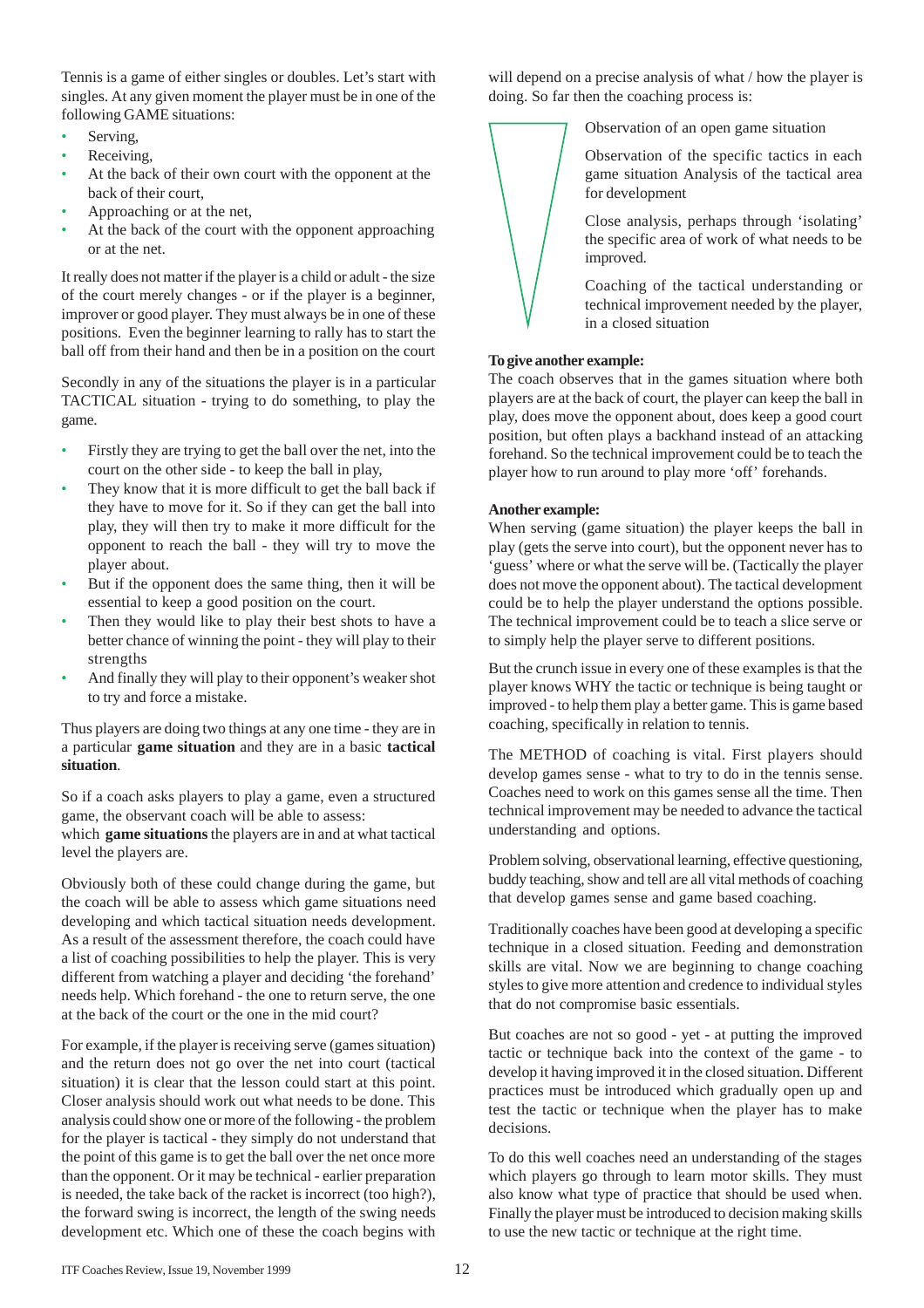Tennis is a game of either singles or doubles. Let's start with singles. At any given moment the player must be in one of the following GAME situations:

- Serving,
- Receiving,
- At the back of their own court with the opponent at the back of their court,
- Approaching or at the net,
- At the back of the court with the opponent approaching or at the net.

It really does not matter if the player is a child or adult - the size of the court merely changes - or if the player is a beginner, improver or good player. They must always be in one of these positions. Even the beginner learning to rally has to start the ball off from their hand and then be in a position on the court

Secondly in any of the situations the player is in a particular TACTICAL situation - trying to do something, to play the game.

- Firstly they are trying to get the ball over the net, into the court on the other side - to keep the ball in play,
- They know that it is more difficult to get the ball back if they have to move for it. So if they can get the ball into play, they will then try to make it more difficult for the opponent to reach the ball - they will try to move the player about.
- But if the opponent does the same thing, then it will be essential to keep a good position on the court.
- Then they would like to play their best shots to have a better chance of winning the point - they will play to their strengths
- And finally they will play to their opponent's weaker shot to try and force a mistake.

Thus players are doing two things at any one time - they are in a particular **game situation** and they are in a basic **tactical situation**.

So if a coach asks players to play a game, even a structured game, the observant coach will be able to assess:
which **game situations** the players are in and at what tactical level the players are.

Obviously both of these could change during the game, but the coach will be able to assess which game situations need developing and which tactical situation needs development. As a result of the assessment therefore, the coach could have a list of coaching possibilities to help the player. This is very different from watching a player and deciding 'the forehand' needs help. Which forehand - the one to return serve, the one at the back of the court or the one in the mid court?

For example, if the player is receiving serve (games situation) and the return does not go over the net into court (tactical situation) it is clear that the lesson could start at this point. Closer analysis should work out what needs to be done. This analysis could show one or more of the following - the problem for the player is tactical - they simply do not understand that the point of this game is to get the ball over the net once more than the opponent. Or it may be technical - earlier preparation is needed, the take back of the racket is incorrect (too high?), the forward swing is incorrect, the length of the swing needs development etc. Which one of these the coach begins with will depend on a precise analysis of what / how the player is doing. So far then the coaching process is:

- Observation of an open game situation
- Observation of the specific tactics in each game situation Analysis of the tactical area for development
- Close analysis, perhaps through 'isolating' the specific area of work of what needs to be improved.
- Coaching of the tactical understanding or technical improvement needed by the player, in a closed situation

**To give another example:**
The coach observes that in the games situation where both players are at the back of court, the player can keep the ball in play, does move the opponent about, does keep a good court position, but often plays a backhand instead of an attacking forehand. So the technical improvement could be to teach the player how to run around to play more 'off' forehands.

**Another example:**
When serving (game situation) the player keeps the ball in play (gets the serve into court), but the opponent never has to 'guess' where or what the serve will be. (Tactically the player does not move the opponent about). The tactical development could be to help the player understand the options possible. The technical improvement could be to teach a slice serve or to simply help the player serve to different positions.

But the crunch issue in every one of these examples is that the player knows WHY the tactic or technique is being taught or improved - to help them play a better game. This is game based coaching, specifically in relation to tennis.

The METHOD of coaching is vital. First players should develop games sense - what to try to do in the tennis sense. Coaches need to work on this games sense all the time. Then technical improvement may be needed to advance the tactical understanding and options.

Problem solving, observational learning, effective questioning, buddy teaching, show and tell are all vital methods of coaching that develop games sense and game based coaching.

Traditionally coaches have been good at developing a specific technique in a closed situation. Feeding and demonstration skills are vital. Now we are beginning to change coaching styles to give more attention and credence to individual styles that do not compromise basic essentials.

But coaches are not so good - yet - at putting the improved tactic or technique back into the context of the game - to develop it having improved it in the closed situation. Different practices must be introduced which gradually open up and test the tactic or technique when the player has to make decisions.

To do this well coaches need an understanding of the stages which players go through to learn motor skills. They must also know what type of practice that should be used when. Finally the player must be introduced to decision making skills to use the new tactic or technique at the right time.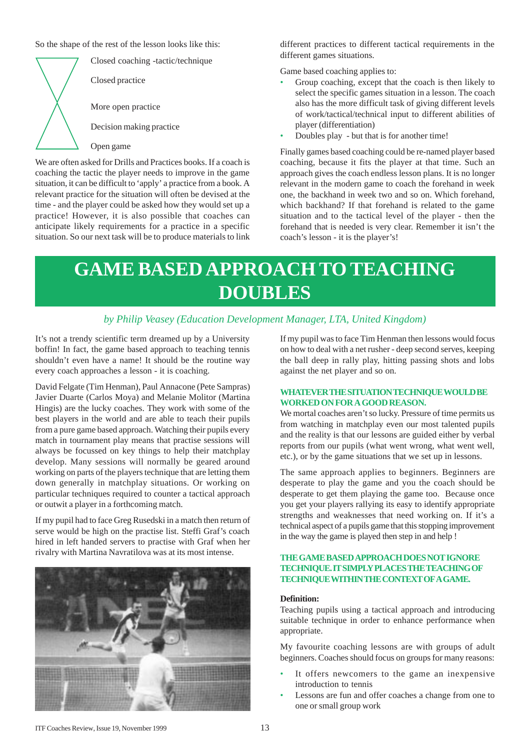So the shape of the rest of the lesson looks like this:

- Closed coaching -tactic/technique
- Closed practice
- More open practice
- Decision making practice
- Open game

We are often asked for Drills and Practices books. If a coach is coaching the tactic the player needs to improve in the game situation, it can be difficult to 'apply' a practice from a book. A relevant practice for the situation will often be devised at the time - and the player could be asked how they would set up a practice! However, it is also possible that coaches can anticipate likely requirements for a practice in a specific situation. So our next task will be to produce materials to link different practices to different tactical requirements in the different games situations.

Game based coaching applies to:

- Group coaching, except that the coach is then likely to select the specific games situation in a lesson. The coach also has the more difficult task of giving different levels of work/tactical/technical input to different abilities of player (differentiation)
- Doubles play - but that is for another time!

Finally games based coaching could be re-named player based coaching, because it fits the player at that time. Such an approach gives the coach endless lesson plans. It is no longer relevant in the modern game to coach the forehand in week one, the backhand in week two and so on. Which forehand, which backhand? If that forehand is related to the game situation and to the tactical level of the player - then the forehand that is needed is very clear. Remember it isn't the coach's lesson - it is the player's!

# GAME BASED APPROACH TO TEACHING DOUBLES

*by Philip Veasey (Education Development Manager, LTA, United Kingdom)*

It's not a trendy scientific term dreamed up by a University boffin! In fact, the game based approach to teaching tennis shouldn't even have a name! It should be the routine way every coach approaches a lesson - it is coaching.

David Felgate (Tim Henman), Paul Annacone (Pete Sampras) Javier Duarte (Carlos Moya) and Melanie Molitor (Martina Hingis) are the lucky coaches. They work with some of the best players in the world and are able to teach their pupils from a pure game based approach. Watching their pupils every match in tournament play means that practise sessions will always be focussed on key things to help their matchplay develop. Many sessions will normally be geared around working on parts of the players technique that are letting them down generally in matchplay situations. Or working on particular techniques required to counter a tactical approach or outwit a player in a forthcoming match.

If my pupil had to face Greg Rusedski in a match then return of serve would be high on the practise list. Steffi Graf's coach hired in left handed servers to practise with Graf when her rivalry with Martina Navratilova was at its most intense.

If my pupil was to face Tim Henman then lessons would focus on how to deal with a net rusher - deep second serves, keeping the ball deep in rally play, hitting passing shots and lobs against the net player and so on.

**WHATEVER THE SITUATION TECHNIQUE WOULD BE WORKED ON FOR A GOOD REASON.**

We mortal coaches aren't so lucky. Pressure of time permits us from watching in matchplay even our most talented pupils and the reality is that our lessons are guided either by verbal reports from our pupils (what went wrong, what went well, etc.), or by the game situations that we set up in lessons.

The same approach applies to beginners. Beginners are desperate to play the game and you the coach should be desperate to get them playing the game too. Because once you get your players rallying its easy to identify appropriate strengths and weaknesses that need working on. If it's a technical aspect of a pupils game that this stopping improvement in the way the game is played then step in and help !

**THE GAME BASED APPROACH DOES NOT IGNORE TECHNIQUE. IT SIMPLY PLACES THE TEACHING OF TECHNIQUE WITHIN THE CONTEXT OF A GAME.**

**Definition:**

Teaching pupils using a tactical approach and introducing suitable technique in order to enhance performance when appropriate.

My favourite coaching lessons are with groups of adult beginners. Coaches should focus on groups for many reasons:

- It offers newcomers to the game an inexpensive introduction to tennis
- Lessons are fun and offer coaches a change from one to one or small group work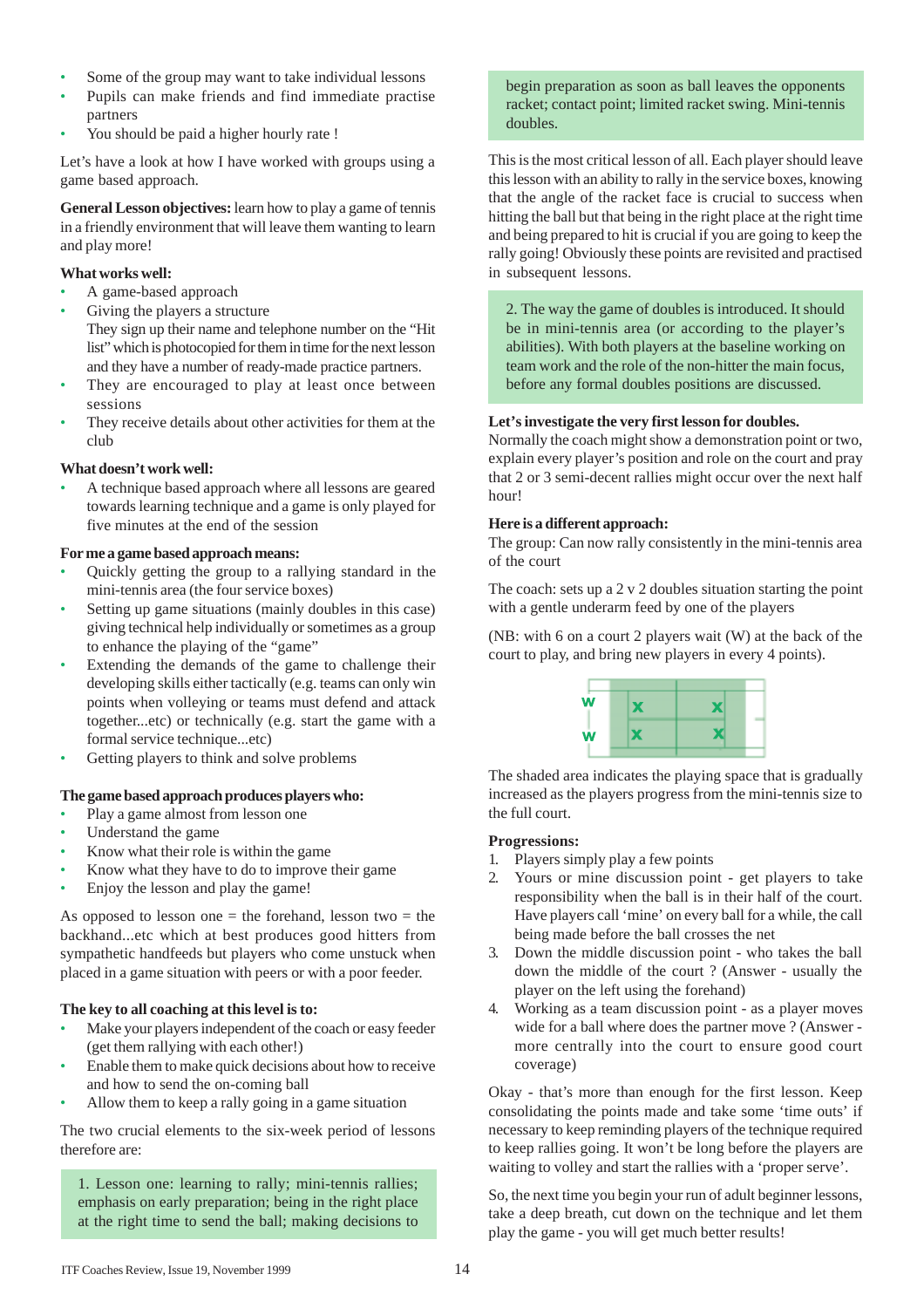- Some of the group may want to take individual lessons
- Pupils can make friends and find immediate practise partners
- You should be paid a higher hourly rate !

Let's have a look at how I have worked with groups using a game based approach.

**General Lesson objectives:** learn how to play a game of tennis in a friendly environment that will leave them wanting to learn and play more!

**What works well:**

- A game-based approach
- Giving the players a structure

  They sign up their name and telephone number on the "Hit list" which is photocopied for them in time for the next lesson and they have a number of ready-made practice partners.
- They are encouraged to play at least once between sessions
- They receive details about other activities for them at the club

**What doesn't work well:**

- A technique based approach where all lessons are geared towards learning technique and a game is only played for five minutes at the end of the session

**For me a game based approach means:**

- Quickly getting the group to a rallying standard in the mini-tennis area (the four service boxes)
- Setting up game situations (mainly doubles in this case) giving technical help individually or sometimes as a group to enhance the playing of the "game"
- Extending the demands of the game to challenge their developing skills either tactically (e.g. teams can only win points when volleying or teams must defend and attack together...etc) or technically (e.g. start the game with a formal service technique...etc)
- Getting players to think and solve problems

**The game based approach produces players who:**

- Play a game almost from lesson one
- Understand the game
- Know what their role is within the game
- Know what they have to do to improve their game
- Enjoy the lesson and play the game!

As opposed to lesson one = the forehand, lesson two = the backhand...etc which at best produces good hitters from sympathetic handfeeds but players who come unstuck when placed in a game situation with peers or with a poor feeder.

**The key to all coaching at this level is to:**

- Make your players independent of the coach or easy feeder (get them rallying with each other!)
- Enable them to make quick decisions about how to receive and how to send the on-coming ball
- Allow them to keep a rally going in a game situation

The two crucial elements to the six-week period of lessons therefore are:

> 1. Lesson one: learning to rally; mini-tennis rallies; emphasis on early preparation; being in the right place at the right time to send the ball; making decisions to begin preparation as soon as ball leaves the opponents racket; contact point; limited racket swing. Mini-tennis doubles.

This is the most critical lesson of all. Each player should leave this lesson with an ability to rally in the service boxes, knowing that the angle of the racket face is crucial to success when hitting the ball but that being in the right place at the right time and being prepared to hit is crucial if you are going to keep the rally going! Obviously these points are revisited and practised in subsequent lessons.

> 2. The way the game of doubles is introduced. It should be in mini-tennis area (or according to the player's abilities). With both players at the baseline working on team work and the role of the non-hitter the main focus, before any formal doubles positions are discussed.

**Let's investigate the very first lesson for doubles.**

Normally the coach might show a demonstration point or two, explain every player's position and role on the court and pray that 2 or 3 semi-decent rallies might occur over the next half hour!

**Here is a different approach:**

The group: Can now rally consistently in the mini-tennis area of the court

The coach: sets up a 2 v 2 doubles situation starting the point with a gentle underarm feed by one of the players

(NB: with 6 on a court 2 players wait (W) at the back of the court to play, and bring new players in every 4 points).

The shaded area indicates the playing space that is gradually increased as the players progress from the mini-tennis size to the full court.

**Progressions:**

1. Players simply play a few points
2. Yours or mine discussion point - get players to take responsibility when the ball is in their half of the court. Have players call 'mine' on every ball for a while, the call being made before the ball crosses the net
3. Down the middle discussion point - who takes the ball down the middle of the court ? (Answer - usually the player on the left using the forehand)
4. Working as a team discussion point - as a player moves wide for a ball where does the partner move ? (Answer - more centrally into the court to ensure good court coverage)

Okay - that's more than enough for the first lesson. Keep consolidating the points made and take some 'time outs' if necessary to keep reminding players of the technique required to keep rallies going. It won't be long before the players are waiting to volley and start the rallies with a 'proper serve'.

So, the next time you begin your run of adult beginner lessons, take a deep breath, cut down on the technique and let them play the game - you will get much better results!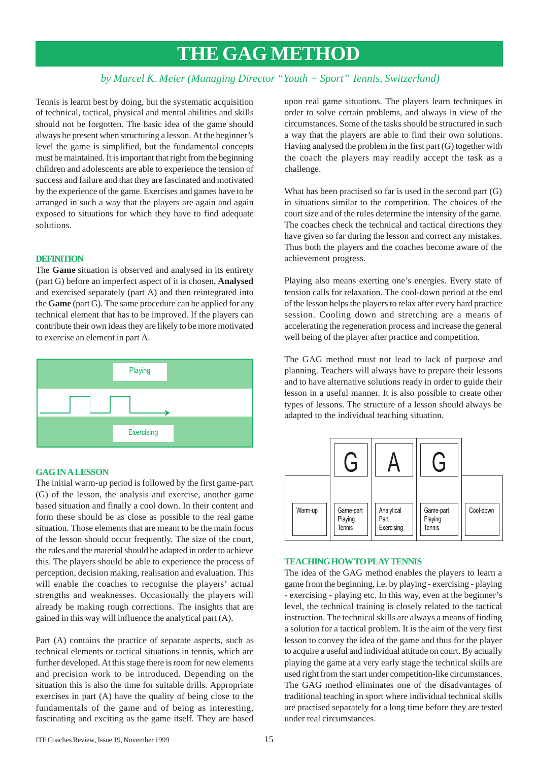# THE GAG METHOD

*by Marcel K. Meier (Managing Director "Youth + Sport" Tennis, Switzerland)*

Tennis is learnt best by doing, but the systematic acquisition of technical, tactical, physical and mental abilities and skills should not be forgotten. The basic idea of the game should always be present when structuring a lesson. At the beginner's level the game is simplified, but the fundamental concepts must be maintained. It is important that right from the beginning children and adolescents are able to experience the tension of success and failure and that they are fascinated and motivated by the experience of the game. Exercises and games have to be arranged in such a way that the players are again and again exposed to situations for which they have to find adequate solutions.

## DEFINITION

The **Game** situation is observed and analysed in its entirety (part G) before an imperfect aspect of it is chosen, **Analysed** and exercised separately (part A) and then reintegrated into the **Game** (part G). The same procedure can be applied for any technical element that has to be improved. If the players can contribute their own ideas they are likely to be more motivated to exercise an element in part A.

Playing

Exercising

## GAG IN A LESSON

The initial warm-up period is followed by the first game-part (G) of the lesson, the analysis and exercise, another game based situation and finally a cool down. In their content and form these should be as close as possible to the real game situation. Those elements that are meant to be the main focus of the lesson should occur frequently. The size of the court, the rules and the material should be adapted in order to achieve this. The players should be able to experience the process of perception, decision making, realisation and evaluation. This will enable the coaches to recognise the players' actual strengths and weaknesses. Occasionally the players will already be making rough corrections. The insights that are gained in this way will influence the analytical part (A).

Part (A) contains the practice of separate aspects, such as technical elements or tactical situations in tennis, which are further developed. At this stage there is room for new elements and precision work to be introduced. Depending on the situation this is also the time for suitable drills. Appropriate exercises in part (A) have the quality of being close to the fundamentals of the game and of being as interesting, fascinating and exciting as the game itself. They are based upon real game situations. The players learn techniques in order to solve certain problems, and always in view of the circumstances. Some of the tasks should be structured in such a way that the players are able to find their own solutions. Having analysed the problem in the first part (G) together with the coach the players may readily accept the task as a challenge.

What has been practised so far is used in the second part (G) in situations similar to the competition. The choices of the court size and of the rules determine the intensity of the game. The coaches check the technical and tactical directions they have given so far during the lesson and correct any mistakes. Thus both the players and the coaches become aware of the achievement progress.

Playing also means exerting one's energies. Every state of tension calls for relaxation. The cool-down period at the end of the lesson helps the players to relax after every hard practice session. Cooling down and stretching are a means of accelerating the regeneration process and increase the general well being of the player after practice and competition.

The GAG method must not lead to lack of purpose and planning. Teachers will always have to prepare their lessons and to have alternative solutions ready in order to guide their lesson in a useful manner. It is also possible to create other types of lessons. The structure of a lesson should always be adapted to the individual teaching situation.

| | G | A | G | |
|---|---|---|---|---|
| Warm-up | Game-part Playing Tennis | Analytical Part Exercising | Game-part Playing Tennis | Cool-down |

## TEACHING HOW TO PLAY TENNIS

The idea of the GAG method enables the players to learn a game from the beginning, i.e. by playing - exercising - playing - exercising - playing etc. In this way, even at the beginner's level, the technical training is closely related to the tactical instruction. The technical skills are always a means of finding a solution for a tactical problem. It is the aim of the very first lesson to convey the idea of the game and thus for the player to acquire a useful and individual attitude on court. By actually playing the game at a very early stage the technical skills are used right from the start under competition-like circumstances. The GAG method eliminates one of the disadvantages of traditional teaching in sport where individual technical skills are practised separately for a long time before they are tested under real circumstances.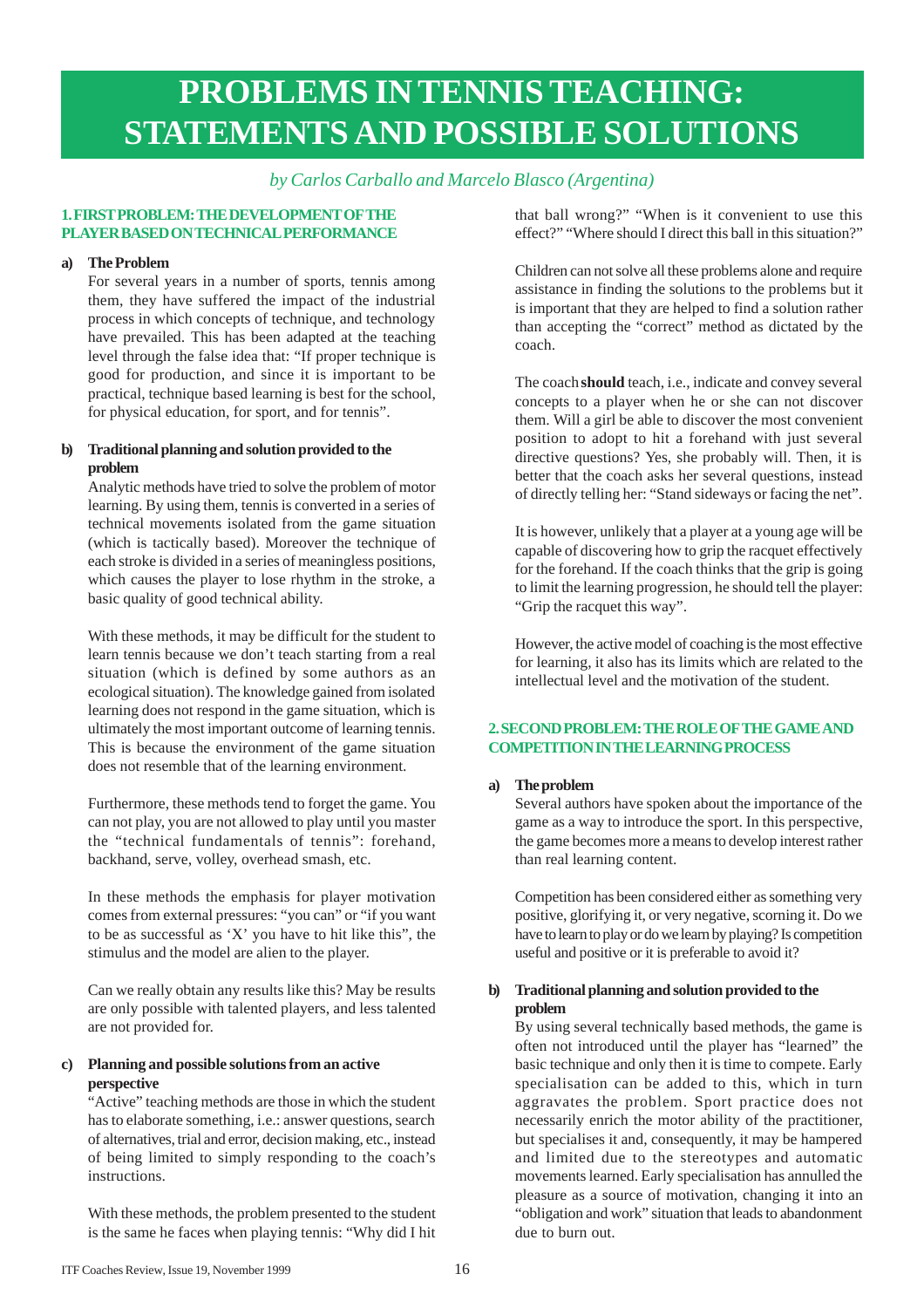# PROBLEMS IN TENNIS TEACHING: STATEMENTS AND POSSIBLE SOLUTIONS

*by Carlos Carballo and Marcelo Blasco (Argentina)*

## 1. FIRST PROBLEM: THE DEVELOPMENT OF THE PLAYER BASED ON TECHNICAL PERFORMANCE

### a) The Problem

For several years in a number of sports, tennis among them, they have suffered the impact of the industrial process in which concepts of technique, and technology have prevailed. This has been adapted at the teaching level through the false idea that: "If proper technique is good for production, and since it is important to be practical, technique based learning is best for the school, for physical education, for sport, and for tennis".

### b) Traditional planning and solution provided to the problem

Analytic methods have tried to solve the problem of motor learning. By using them, tennis is converted in a series of technical movements isolated from the game situation (which is tactically based). Moreover the technique of each stroke is divided in a series of meaningless positions, which causes the player to lose rhythm in the stroke, a basic quality of good technical ability.

With these methods, it may be difficult for the student to learn tennis because we don't teach starting from a real situation (which is defined by some authors as an ecological situation). The knowledge gained from isolated learning does not respond in the game situation, which is ultimately the most important outcome of learning tennis. This is because the environment of the game situation does not resemble that of the learning environment.

Furthermore, these methods tend to forget the game. You can not play, you are not allowed to play until you master the "technical fundamentals of tennis": forehand, backhand, serve, volley, overhead smash, etc.

In these methods the emphasis for player motivation comes from external pressures: "you can" or "if you want to be as successful as 'X' you have to hit like this", the stimulus and the model are alien to the player.

Can we really obtain any results like this? May be results are only possible with talented players, and less talented are not provided for.

### c) Planning and possible solutions from an active perspective

"Active" teaching methods are those in which the student has to elaborate something, i.e.: answer questions, search of alternatives, trial and error, decision making, etc., instead of being limited to simply responding to the coach's instructions.

With these methods, the problem presented to the student is the same he faces when playing tennis: "Why did I hit that ball wrong?" "When is it convenient to use this effect?" "Where should I direct this ball in this situation?"

Children can not solve all these problems alone and require assistance in finding the solutions to the problems but it is important that they are helped to find a solution rather than accepting the "correct" method as dictated by the coach.

The coach **should** teach, i.e., indicate and convey several concepts to a player when he or she can not discover them. Will a girl be able to discover the most convenient position to adopt to hit a forehand with just several directive questions? Yes, she probably will. Then, it is better that the coach asks her several questions, instead of directly telling her: "Stand sideways or facing the net".

It is however, unlikely that a player at a young age will be capable of discovering how to grip the racquet effectively for the forehand. If the coach thinks that the grip is going to limit the learning progression, he should tell the player: "Grip the racquet this way".

However, the active model of coaching is the most effective for learning, it also has its limits which are related to the intellectual level and the motivation of the student.

## 2. SECOND PROBLEM: THE ROLE OF THE GAME AND COMPETITION IN THE LEARNING PROCESS

### a) The problem

Several authors have spoken about the importance of the game as a way to introduce the sport. In this perspective, the game becomes more a means to develop interest rather than real learning content.

Competition has been considered either as something very positive, glorifying it, or very negative, scorning it. Do we have to learn to play or do we learn by playing? Is competition useful and positive or it is preferable to avoid it?

### b) Traditional planning and solution provided to the problem

By using several technically based methods, the game is often not introduced until the player has "learned" the basic technique and only then it is time to compete. Early specialisation can be added to this, which in turn aggravates the problem. Sport practice does not necessarily enrich the motor ability of the practitioner, but specialises it and, consequently, it may be hampered and limited due to the stereotypes and automatic movements learned. Early specialisation has annulled the pleasure as a source of motivation, changing it into an "obligation and work" situation that leads to abandonment due to burn out.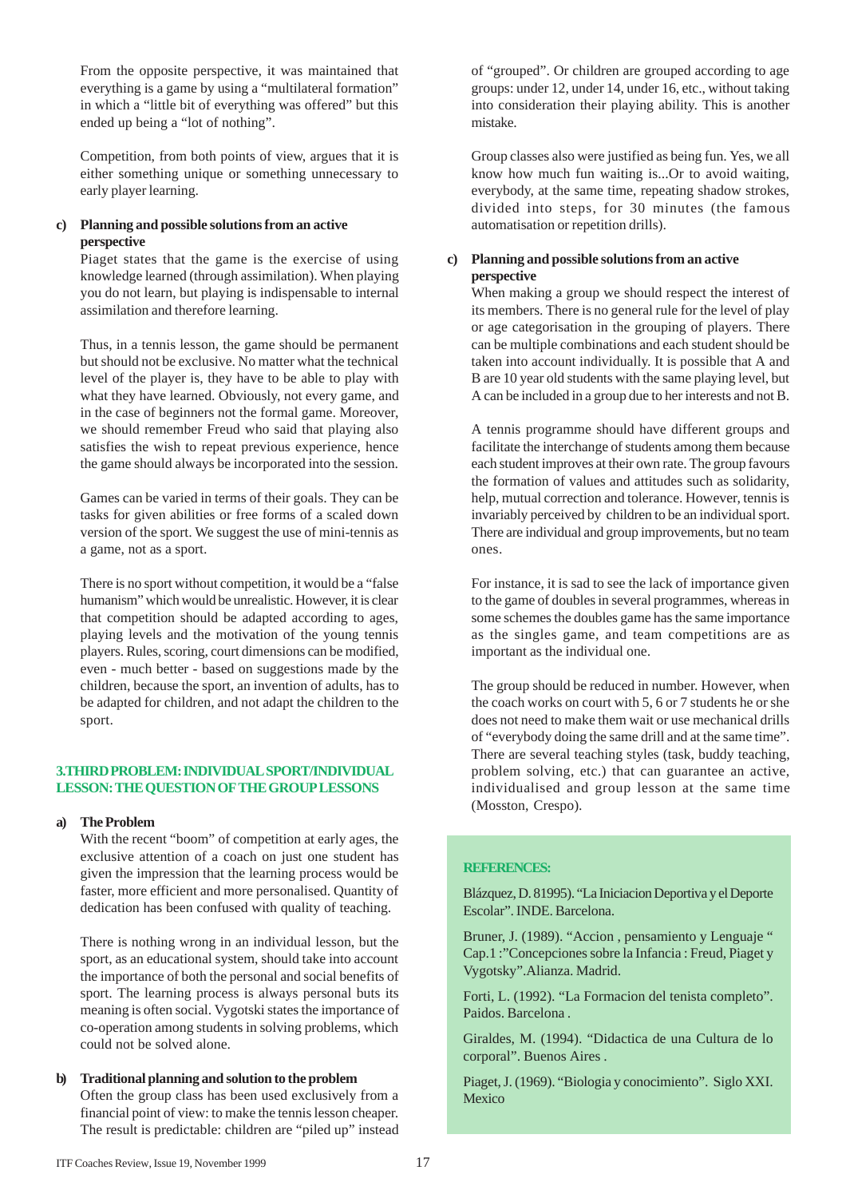From the opposite perspective, it was maintained that everything is a game by using a "multilateral formation" in which a "little bit of everything was offered" but this ended up being a "lot of nothing".

Competition, from both points of view, argues that it is either something unique or something unnecessary to early player learning.

**c) Planning and possible solutions from an active perspective**

Piaget states that the game is the exercise of using knowledge learned (through assimilation). When playing you do not learn, but playing is indispensable to internal assimilation and therefore learning.

Thus, in a tennis lesson, the game should be permanent but should not be exclusive. No matter what the technical level of the player is, they have to be able to play with what they have learned. Obviously, not every game, and in the case of beginners not the formal game. Moreover, we should remember Freud who said that playing also satisfies the wish to repeat previous experience, hence the game should always be incorporated into the session.

Games can be varied in terms of their goals. They can be tasks for given abilities or free forms of a scaled down version of the sport. We suggest the use of mini-tennis as a game, not as a sport.

There is no sport without competition, it would be a "false humanism" which would be unrealistic. However, it is clear that competition should be adapted according to ages, playing levels and the motivation of the young tennis players. Rules, scoring, court dimensions can be modified, even - much better - based on suggestions made by the children, because the sport, an invention of adults, has to be adapted for children, and not adapt the children to the sport.

## 3.THIRD PROBLEM: INDIVIDUAL SPORT/INDIVIDUAL LESSON: THE QUESTION OF THE GROUP LESSONS

**a) The Problem**

With the recent "boom" of competition at early ages, the exclusive attention of a coach on just one student has given the impression that the learning process would be faster, more efficient and more personalised. Quantity of dedication has been confused with quality of teaching.

There is nothing wrong in an individual lesson, but the sport, as an educational system, should take into account the importance of both the personal and social benefits of sport. The learning process is always personal buts its meaning is often social. Vygotski states the importance of co-operation among students in solving problems, which could not be solved alone.

**b) Traditional planning and solution to the problem**

Often the group class has been used exclusively from a financial point of view: to make the tennis lesson cheaper. The result is predictable: children are "piled up" instead of "grouped". Or children are grouped according to age groups: under 12, under 14, under 16, etc., without taking into consideration their playing ability. This is another mistake.

Group classes also were justified as being fun. Yes, we all know how much fun waiting is...Or to avoid waiting, everybody, at the same time, repeating shadow strokes, divided into steps, for 30 minutes (the famous automatisation or repetition drills).

**c) Planning and possible solutions from an active perspective**

When making a group we should respect the interest of its members. There is no general rule for the level of play or age categorisation in the grouping of players. There can be multiple combinations and each student should be taken into account individually. It is possible that A and B are 10 year old students with the same playing level, but A can be included in a group due to her interests and not B.

A tennis programme should have different groups and facilitate the interchange of students among them because each student improves at their own rate. The group favours the formation of values and attitudes such as solidarity, help, mutual correction and tolerance. However, tennis is invariably perceived by children to be an individual sport. There are individual and group improvements, but no team ones.

For instance, it is sad to see the lack of importance given to the game of doubles in several programmes, whereas in some schemes the doubles game has the same importance as the singles game, and team competitions are as important as the individual one.

The group should be reduced in number. However, when the coach works on court with 5, 6 or 7 students he or she does not need to make them wait or use mechanical drills of "everybody doing the same drill and at the same time". There are several teaching styles (task, buddy teaching, problem solving, etc.) that can guarantee an active, individualised and group lesson at the same time (Mosston, Crespo).

**REFERENCES:**

Blázquez, D. 81995). "La Iniciacion Deportiva y el Deporte Escolar". INDE. Barcelona.

Bruner, J. (1989). "Accion , pensamiento y Lenguaje " Cap.1 :"Concepciones sobre la Infancia : Freud, Piaget y Vygotsky".Alianza. Madrid.

Forti, L. (1992). "La Formacion del tenista completo". Paidos. Barcelona .

Giraldes, M. (1994). "Didactica de una Cultura de lo corporal". Buenos Aires .

Piaget, J. (1969). "Biologia y conocimiento". Siglo XXI. Mexico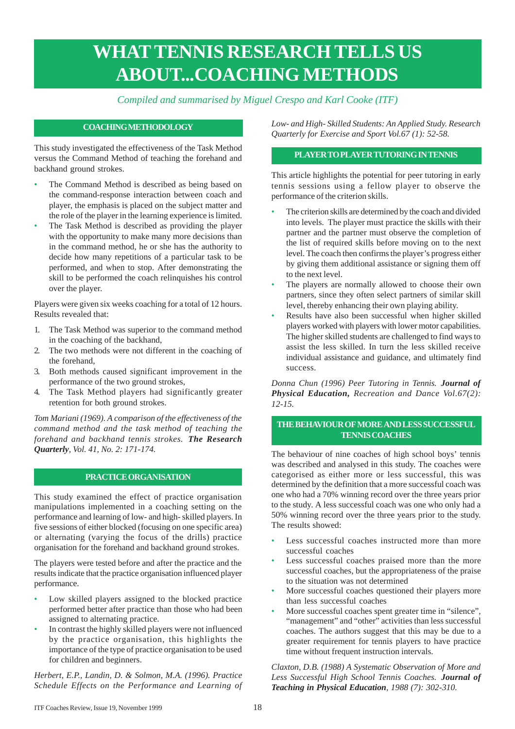# WHAT TENNIS RESEARCH TELLS US ABOUT...COACHING METHODS

*Compiled and summarised by Miguel Crespo and Karl Cooke (ITF)*

## COACHING METHODOLOGY

This study investigated the effectiveness of the Task Method versus the Command Method of teaching the forehand and backhand ground strokes.

- The Command Method is described as being based on the command-response interaction between coach and player, the emphasis is placed on the subject matter and the role of the player in the learning experience is limited.
- The Task Method is described as providing the player with the opportunity to make many more decisions than in the command method, he or she has the authority to decide how many repetitions of a particular task to be performed, and when to stop. After demonstrating the skill to be performed the coach relinquishes his control over the player.

Players were given six weeks coaching for a total of 12 hours. Results revealed that:

1. The Task Method was superior to the command method in the coaching of the backhand,
2. The two methods were not different in the coaching of the forehand,
3. Both methods caused significant improvement in the performance of the two ground strokes,
4. The Task Method players had significantly greater retention for both ground strokes.

*Tom Mariani (1969). A comparison of the effectiveness of the command method and the task method of teaching the forehand and backhand tennis strokes.* ***The Research Quarterly****, Vol. 41, No. 2: 171-174.*

## PRACTICE ORGANISATION

This study examined the effect of practice organisation manipulations implemented in a coaching setting on the performance and learning of low- and high- skilled players. In five sessions of either blocked (focusing on one specific area) or alternating (varying the focus of the drills) practice organisation for the forehand and backhand ground strokes.

The players were tested before and after the practice and the results indicate that the practice organisation influenced player performance.

- Low skilled players assigned to the blocked practice performed better after practice than those who had been assigned to alternating practice.
- In contrast the highly skilled players were not influenced by the practice organisation, this highlights the importance of the type of practice organisation to be used for children and beginners.

*Herbert, E.P., Landin, D. & Solmon, M.A. (1996). Practice Schedule Effects on the Performance and Learning of Low- and High- Skilled Students: An Applied Study. Research Quarterly for Exercise and Sport Vol.67 (1): 52-58.*

## PLAYER TO PLAYER TUTORING IN TENNIS

This article highlights the potential for peer tutoring in early tennis sessions using a fellow player to observe the performance of the criterion skills.

- The criterion skills are determined by the coach and divided into levels. The player must practice the skills with their partner and the partner must observe the completion of the list of required skills before moving on to the next level. The coach then confirms the player's progress either by giving them additional assistance or signing them off to the next level.
- The players are normally allowed to choose their own partners, since they often select partners of similar skill level, thereby enhancing their own playing ability.
- Results have also been successful when higher skilled players worked with players with lower motor capabilities. The higher skilled students are challenged to find ways to assist the less skilled. In turn the less skilled receive individual assistance and guidance, and ultimately find success.

*Donna Chun (1996) Peer Tutoring in Tennis.* ***Journal of Physical Education,*** *Recreation and Dance Vol.67(2): 12-15.*

## THE BEHAVIOUR OF MORE AND LESS SUCCESSFUL TENNIS COACHES

The behaviour of nine coaches of high school boys' tennis was described and analysed in this study. The coaches were categorised as either more or less successful, this was determined by the definition that a more successful coach was one who had a 70% winning record over the three years prior to the study. A less successful coach was one who only had a 50% winning record over the three years prior to the study. The results showed:

- Less successful coaches instructed more than more successful coaches
- Less successful coaches praised more than the more successful coaches, but the appropriateness of the praise to the situation was not determined
- More successful coaches questioned their players more than less successful coaches
- More successful coaches spent greater time in "silence", "management" and "other" activities than less successful coaches. The authors suggest that this may be due to a greater requirement for tennis players to have practice time without frequent instruction intervals.

*Claxton, D.B. (1988) A Systematic Observation of More and Less Successful High School Tennis Coaches.* ***Journal of Teaching in Physical Education****, 1988 (7): 302-310.*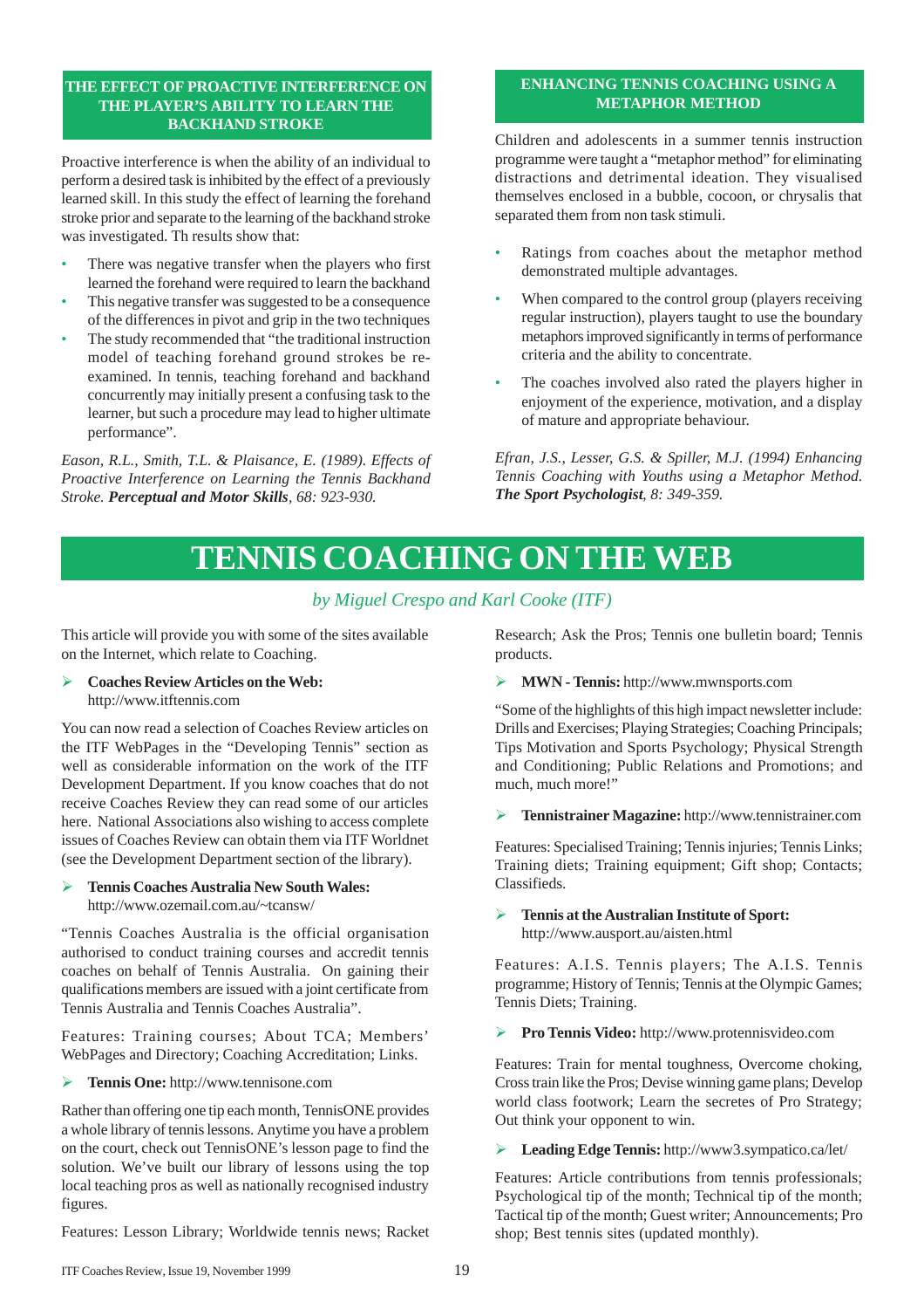## THE EFFECT OF PROACTIVE INTERFERENCE ON THE PLAYER'S ABILITY TO LEARN THE BACKHAND STROKE

Proactive interference is when the ability of an individual to perform a desired task is inhibited by the effect of a previously learned skill. In this study the effect of learning the forehand stroke prior and separate to the learning of the backhand stroke was investigated. Th results show that:

- There was negative transfer when the players who first learned the forehand were required to learn the backhand
- This negative transfer was suggested to be a consequence of the differences in pivot and grip in the two techniques
- The study recommended that "the traditional instruction model of teaching forehand ground strokes be re-examined. In tennis, teaching forehand and backhand concurrently may initially present a confusing task to the learner, but such a procedure may lead to higher ultimate performance".

*Eason, R.L., Smith, T.L. & Plaisance, E. (1989). Effects of Proactive Interference on Learning the Tennis Backhand Stroke.* ***Perceptual and Motor Skills****, 68: 923-930.*

## ENHANCING TENNIS COACHING USING A METAPHOR METHOD

Children and adolescents in a summer tennis instruction programme were taught a "metaphor method" for eliminating distractions and detrimental ideation. They visualised themselves enclosed in a bubble, cocoon, or chrysalis that separated them from non task stimuli.

- Ratings from coaches about the metaphor method demonstrated multiple advantages.
- When compared to the control group (players receiving regular instruction), players taught to use the boundary metaphors improved significantly in terms of performance criteria and the ability to concentrate.
- The coaches involved also rated the players higher in enjoyment of the experience, motivation, and a display of mature and appropriate behaviour.

*Efran, J.S., Lesser, G.S. & Spiller, M.J. (1994) Enhancing Tennis Coaching with Youths using a Metaphor Method.* ***The Sport Psychologist****, 8: 349-359.*

# TENNIS COACHING ON THE WEB

*by Miguel Crespo and Karl Cooke (ITF)*

This article will provide you with some of the sites available on the Internet, which relate to Coaching.

- **Coaches Review Articles on the Web:** http://www.itftennis.com

You can now read a selection of Coaches Review articles on the ITF WebPages in the "Developing Tennis" section as well as considerable information on the work of the ITF Development Department. If you know coaches that do not receive Coaches Review they can read some of our articles here. National Associations also wishing to access complete issues of Coaches Review can obtain them via ITF Worldnet (see the Development Department section of the library).

- **Tennis Coaches Australia New South Wales:** http://www.ozemail.com.au/~tcansw/

"Tennis Coaches Australia is the official organisation authorised to conduct training courses and accredit tennis coaches on behalf of Tennis Australia. On gaining their qualifications members are issued with a joint certificate from Tennis Australia and Tennis Coaches Australia".

Features: Training courses; About TCA; Members' WebPages and Directory; Coaching Accreditation; Links.

- **Tennis One:** http://www.tennisone.com

Rather than offering one tip each month, TennisONE provides a whole library of tennis lessons. Anytime you have a problem on the court, check out TennisONE's lesson page to find the solution. We've built our library of lessons using the top local teaching pros as well as nationally recognised industry figures.

Features: Lesson Library; Worldwide tennis news; Racket Research; Ask the Pros; Tennis one bulletin board; Tennis products.

- **MWN - Tennis:** http://www.mwnsports.com

"Some of the highlights of this high impact newsletter include: Drills and Exercises; Playing Strategies; Coaching Principals; Tips Motivation and Sports Psychology; Physical Strength and Conditioning; Public Relations and Promotions; and much, much more!"

- **Tennistrainer Magazine:** http://www.tennistrainer.com

Features: Specialised Training; Tennis injuries; Tennis Links; Training diets; Training equipment; Gift shop; Contacts; Classifieds.

- **Tennis at the Australian Institute of Sport:** http://www.ausport.au/aisten.html

Features: A.I.S. Tennis players; The A.I.S. Tennis programme; History of Tennis; Tennis at the Olympic Games; Tennis Diets; Training.

- **Pro Tennis Video:** http://www.protennisvideo.com

Features: Train for mental toughness, Overcome choking, Cross train like the Pros; Devise winning game plans; Develop world class footwork; Learn the secrets of Pro Strategy; Out think your opponent to win.

- **Leading Edge Tennis:** http://www3.sympatico.ca/let/

Features: Article contributions from tennis professionals; Psychological tip of the month; Technical tip of the month; Tactical tip of the month; Guest writer; Announcements; Pro shop; Best tennis sites (updated monthly).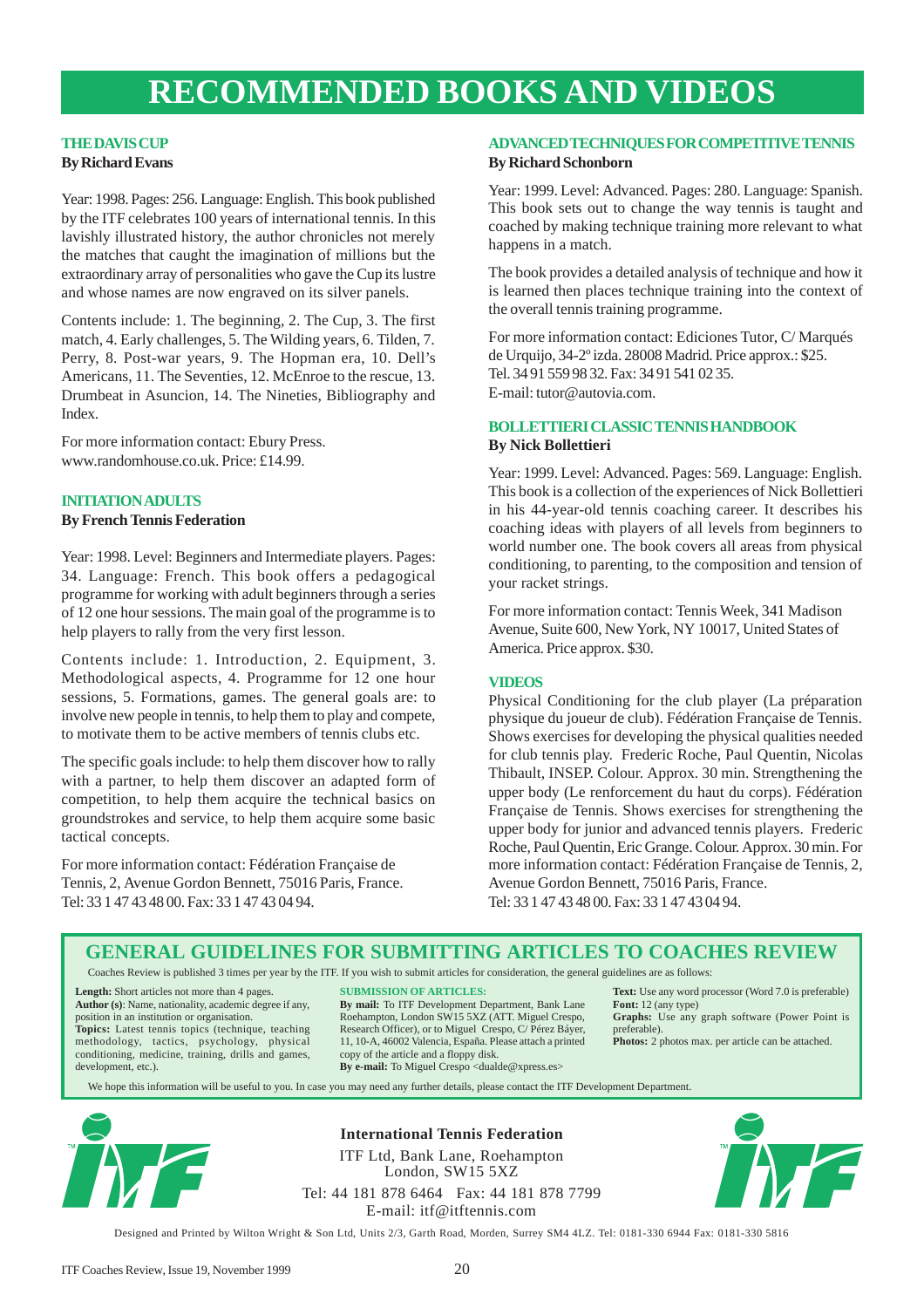# RECOMMENDED BOOKS AND VIDEOS

## THE DAVIS CUP

**By Richard Evans**

Year: 1998. Pages: 256. Language: English. This book published by the ITF celebrates 100 years of international tennis. In this lavishly illustrated history, the author chronicles not merely the matches that caught the imagination of millions but the extraordinary array of personalities who gave the Cup its lustre and whose names are now engraved on its silver panels.

Contents include: 1. The beginning, 2. The Cup, 3. The first match, 4. Early challenges, 5. The Wilding years, 6. Tilden, 7. Perry, 8. Post-war years, 9. The Hopman era, 10. Dell's Americans, 11. The Seventies, 12. McEnroe to the rescue, 13. Drumbeat in Asuncion, 14. The Nineties, Bibliography and Index.

For more information contact: Ebury Press. www.randomhouse.co.uk. Price: £14.99.

## INITIATION ADULTS

**By French Tennis Federation**

Year: 1998. Level: Beginners and Intermediate players. Pages: 34. Language: French. This book offers a pedagogical programme for working with adult beginners through a series of 12 one hour sessions. The main goal of the programme is to help players to rally from the very first lesson.

Contents include: 1. Introduction, 2. Equipment, 3. Methodological aspects, 4. Programme for 12 one hour sessions, 5. Formations, games. The general goals are: to involve new people in tennis, to help them to play and compete, to motivate them to be active members of tennis clubs etc.

The specific goals include: to help them discover how to rally with a partner, to help them discover an adapted form of competition, to help them acquire the technical basics on groundstrokes and service, to help them acquire some basic tactical concepts.

For more information contact: Fédération Française de Tennis, 2, Avenue Gordon Bennett, 75016 Paris, France. Tel: 33 1 47 43 48 00. Fax: 33 1 47 43 04 94.

## ADVANCED TECHNIQUES FOR COMPETITIVE TENNIS

**By Richard Schonborn**

Year: 1999. Level: Advanced. Pages: 280. Language: Spanish. This book sets out to change the way tennis is taught and coached by making technique training more relevant to what happens in a match.

The book provides a detailed analysis of technique and how it is learned then places technique training into the context of the overall tennis training programme.

For more information contact: Ediciones Tutor, C/ Marqués de Urquijo, 34-2º izda. 28008 Madrid. Price approx.: $25. Tel. 34 91 559 98 32. Fax: 34 91 541 02 35. E-mail: tutor@autovia.com.

## BOLLETTIERI CLASSIC TENNIS HANDBOOK

**By Nick Bollettieri**

Year: 1999. Level: Advanced. Pages: 569. Language: English. This book is a collection of the experiences of Nick Bollettieri in his 44-year-old tennis coaching career. It describes his coaching ideas with players of all levels from beginners to world number one. The book covers all areas from physical conditioning, to parenting, to the composition and tension of your racket strings.

For more information contact: Tennis Week, 341 Madison Avenue, Suite 600, New York, NY 10017, United States of America. Price approx. $30.

## VIDEOS

Physical Conditioning for the club player (La préparation physique du joueur de club). Fédération Française de Tennis. Shows exercises for developing the physical qualities needed for club tennis play. Frederic Roche, Paul Quentin, Nicolas Thibault, INSEP. Colour. Approx. 30 min. Strengthening the upper body (Le renforcement du haut du corps). Fédération Française de Tennis. Shows exercises for strengthening the upper body for junior and advanced tennis players. Frederic Roche, Paul Quentin, Eric Grange. Colour. Approx. 30 min. For more information contact: Fédération Française de Tennis, 2, Avenue Gordon Bennett, 75016 Paris, France. Tel: 33 1 47 43 48 00. Fax: 33 1 47 43 04 94.

## GENERAL GUIDELINES FOR SUBMITTING ARTICLES TO COACHES REVIEW

Coaches Review is published 3 times per year by the ITF. If you wish to submit articles for consideration, the general guidelines are as follows:

**Length:** Short articles not more than 4 pages.
**Author (s)**: Name, nationality, academic degree if any, position in an institution or organisation.
**Topics:** Latest tennis topics (technique, teaching methodology, tactics, psychology, physical conditioning, medicine, training, drills and games, development, etc.).

**SUBMISSION OF ARTICLES:**
**By mail:** To ITF Development Department, Bank Lane Roehampton, London SW15 5XZ (ATT. Miguel Crespo, Research Officer), or to Miguel Crespo, C/ Pérez Báyer, 11, 10-A, 46002 Valencia, España. Please attach a printed copy of the article and a floppy disk.
**By e-mail:** To Miguel Crespo <dualde@xpress.es>

**Text:** Use any word processor (Word 7.0 is preferable)
**Font:** 12 (any type)
**Graphs:** Use any graph software (Power Point is preferable).
**Photos:** 2 photos max. per article can be attached.

We hope this information will be useful to you. In case you may need any further details, please contact the ITF Development Department.

**International Tennis Federation**
ITF Ltd, Bank Lane, Roehampton
London, SW15 5XZ
Tel: 44 181 878 6464 Fax: 44 181 878 7799
E-mail: itf@itftennis.com

Designed and Printed by Wilton Wright & Son Ltd, Units 2/3, Garth Road, Morden, Surrey SM4 4LZ. Tel: 0181-330 6944 Fax: 0181-330 5816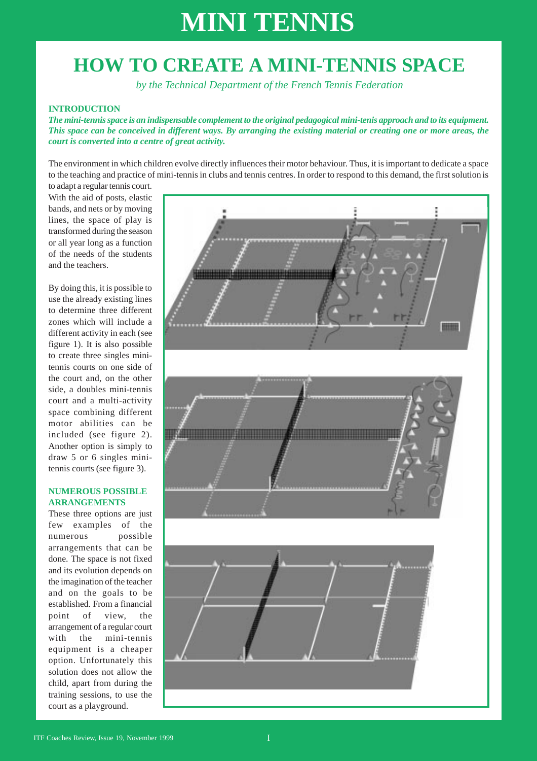# MINI TENNIS

## HOW TO CREATE A MINI-TENNIS SPACE

*by the Technical Department of the French Tennis Federation*

### INTRODUCTION

***The mini-tennis space is an indispensable complement to the original pedagogical mini-tenis approach and to its equipment. This space can be conceived in different ways. By arranging the existing material or creating one or more areas, the court is converted into a centre of great activity.***

The environment in which children evolve directly influences their motor behaviour. Thus, it is important to dedicate a space to the teaching and practice of mini-tennis in clubs and tennis centres. In order to respond to this demand, the first solution is to adapt a regular tennis court. With the aid of posts, elastic bands, and nets or by moving lines, the space of play is transformed during the season or all year long as a function of the needs of the students and the teachers.

By doing this, it is possible to use the already existing lines to determine three different zones which will include a different activity in each (see figure 1). It is also possible to create three singles mini-tennis courts on one side of the court and, on the other side, a doubles mini-tennis court and a multi-activity space combining different motor abilities can be included (see figure 2). Another option is simply to draw 5 or 6 singles mini-tennis courts (see figure 3).

### NUMEROUS POSSIBLE ARRANGEMENTS

These three options are just few examples of the numerous possible arrangements that can be done. The space is not fixed and its evolution depends on the imagination of the teacher and on the goals to be established. From a financial point of view, the arrangement of a regular court with the mini-tennis equipment is a cheaper option. Unfortunately this solution does not allow the child, apart from during the training sessions, to use the court as a playground.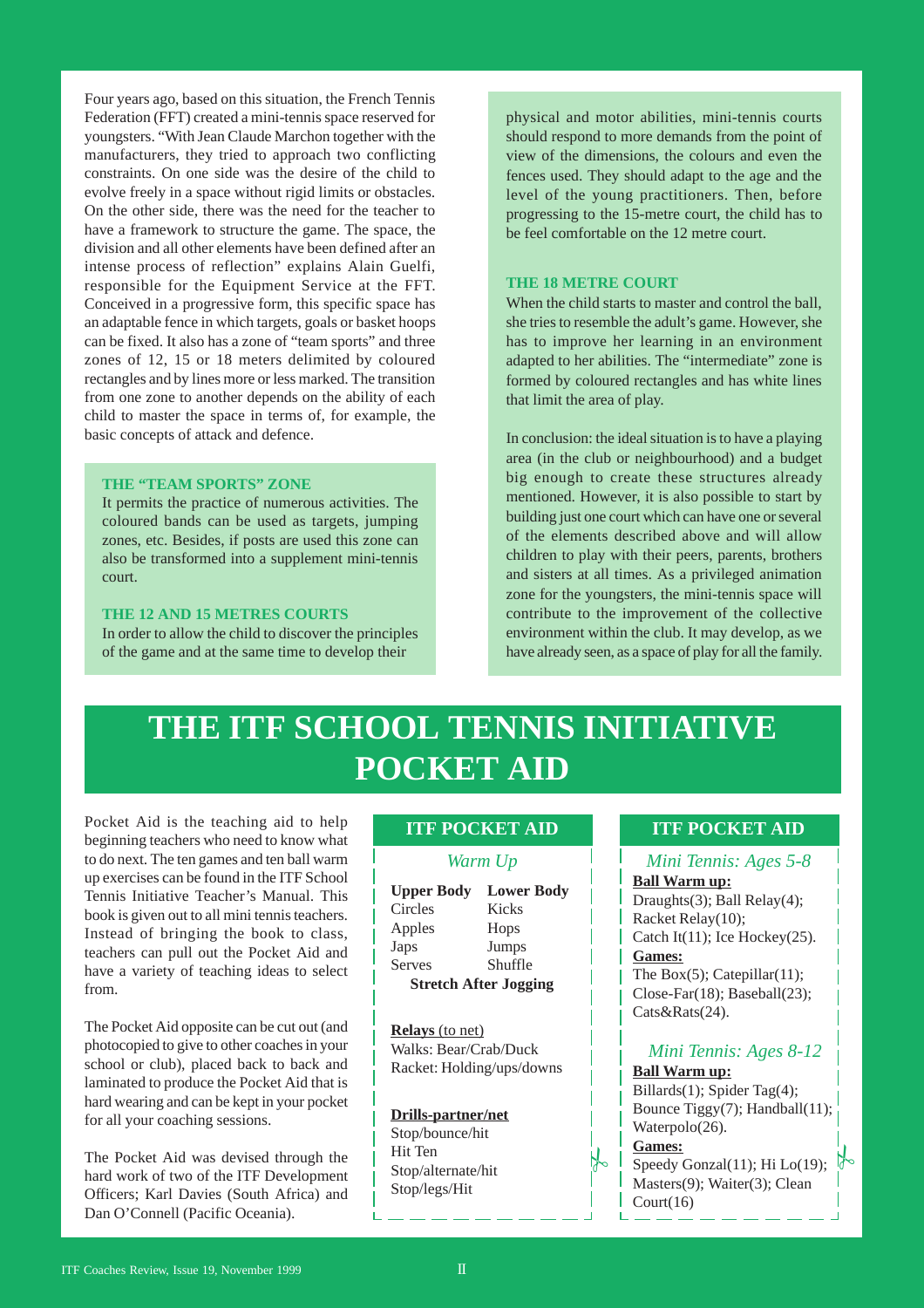Four years ago, based on this situation, the French Tennis Federation (FFT) created a mini-tennis space reserved for youngsters. "With Jean Claude Marchon together with the manufacturers, they tried to approach two conflicting constraints. On one side was the desire of the child to evolve freely in a space without rigid limits or obstacles. On the other side, there was the need for the teacher to have a framework to structure the game. The space, the division and all other elements have been defined after an intense process of reflection" explains Alain Guelfi, responsible for the Equipment Service at the FFT. Conceived in a progressive form, this specific space has an adaptable fence in which targets, goals or basket hoops can be fixed. It also has a zone of "team sports" and three zones of 12, 15 or 18 meters delimited by coloured rectangles and by lines more or less marked. The transition from one zone to another depends on the ability of each child to master the space in terms of, for example, the basic concepts of attack and defence.

**THE "TEAM SPORTS" ZONE**

It permits the practice of numerous activities. The coloured bands can be used as targets, jumping zones, etc. Besides, if posts are used this zone can also be transformed into a supplement mini-tennis court.

**THE 12 AND 15 METRES COURTS**

In order to allow the child to discover the principles of the game and at the same time to develop their physical and motor abilities, mini-tennis courts should respond to more demands from the point of view of the dimensions, the colours and even the fences used. They should adapt to the age and the level of the young practitioners. Then, before progressing to the 15-metre court, the child has to be feel comfortable on the 12 metre court.

**THE 18 METRE COURT**

When the child starts to master and control the ball, she tries to resemble the adult's game. However, she has to improve her learning in an environment adapted to her abilities. The "intermediate" zone is formed by coloured rectangles and has white lines that limit the area of play.

In conclusion: the ideal situation is to have a playing area (in the club or neighbourhood) and a budget big enough to create these structures already mentioned. However, it is also possible to start by building just one court which can have one or several of the elements described above and will allow children to play with their peers, parents, brothers and sisters at all times. As a privileged animation zone for the youngsters, the mini-tennis space will contribute to the improvement of the collective environment within the club. It may develop, as we have already seen, as a space of play for all the family.

# THE ITF SCHOOL TENNIS INITIATIVE POCKET AID

Pocket Aid is the teaching aid to help beginning teachers who need to know what to do next. The ten games and ten ball warm up exercises can be found in the ITF School Tennis Initiative Teacher's Manual. This book is given out to all mini tennis teachers. Instead of bringing the book to class, teachers can pull out the Pocket Aid and have a variety of teaching ideas to select from.

The Pocket Aid opposite can be cut out (and photocopied to give to other coaches in your school or club), placed back to back and laminated to produce the Pocket Aid that is hard wearing and can be kept in your pocket for all your coaching sessions.

The Pocket Aid was devised through the hard work of two of the ITF Development Officers; Karl Davies (South Africa) and Dan O'Connell (Pacific Oceania).

**ITF POCKET AID**

*Warm Up*

| Upper Body | Lower Body |
|---|---|
| Circles | Kicks |
| Apples | Hops |
| Japs | Jumps |
| Serves | Shuffle |

**Stretch After Jogging**

**Relays** (to net)
Walks: Bear/Crab/Duck
Racket: Holding/ups/downs

**Drills-partner/net**
Stop/bounce/hit
Hit Ten
Stop/alternate/hit
Stop/legs/Hit

**ITF POCKET AID**

*Mini Tennis: Ages 5-8*

**Ball Warm up:**
Draughts(3); Ball Relay(4); Racket Relay(10); Catch It(11); Ice Hockey(25).

**Games:**
The Box(5); Catepillar(11); Close-Far(18); Baseball(23); Cats&Rats(24).

*Mini Tennis: Ages 8-12*

**Ball Warm up:**
Billards(1); Spider Tag(4); Bounce Tiggy(7); Handball(11); Waterpolo(26).

**Games:**
Speedy Gonzal(11); Hi Lo(19); Masters(9); Waiter(3); Clean Court(16)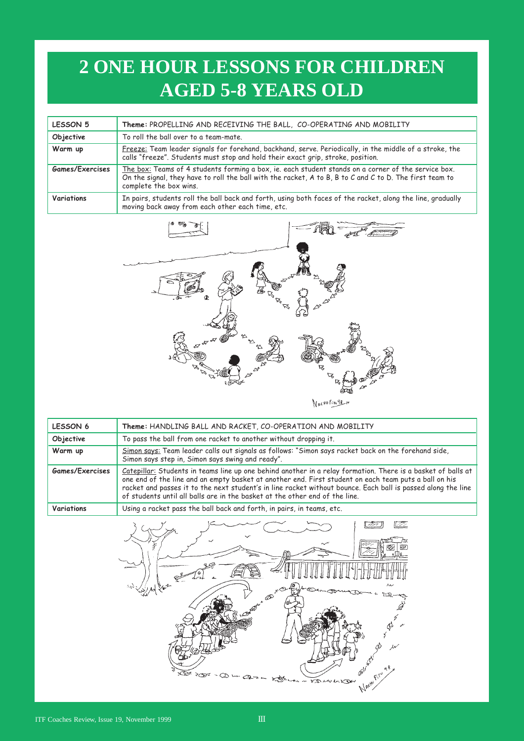# 2 ONE HOUR LESSONS FOR CHILDREN AGED 5-8 YEARS OLD

| LESSON 5 | **Theme:** PROPELLING AND RECEIVING THE BALL, CO-OPERATING AND MOBILITY |
|---|---|
| **Objective** | To roll the ball over to a team-mate. |
| **Warm up** | Freeze: Team leader signals for forehand, backhand, serve. Periodically, in the middle of a stroke, the calls "freeze". Students must stop and hold their exact grip, stroke, position. |
| **Games/Exercises** | The box: Teams of 4 students forming a box, ie. each student stands on a corner of the service box. On the signal, they have to roll the ball with the racket, A to B, B to C and C to D. The first team to complete the box wins. |
| **Variations** | In pairs, students roll the ball back and forth, using both faces of the racket, along the line, gradually moving back away from each other each time, etc. |

| LESSON 6 | **Theme:** HANDLING BALL AND RACKET, CO-OPERATION AND MOBILITY |
|---|---|
| **Objective** | To pass the ball from one racket to another without dropping it. |
| **Warm up** | Simon says: Team leader calls out signals as follows: "Simon says racket back on the forehand side, Simon says step in, Simon says swing and ready". |
| **Games/Exercises** | Catepillar: Students in teams line up one behind another in a relay formation. There is a basket of balls at one end of the line and an empty basket at another end. First student on each team puts a ball on his racket and passes it to the next student's in line racket without bounce. Each ball is passed along the line of students until all balls are in the basket at the other end of the line. |
| **Variations** | Using a racket pass the ball back and forth, in pairs, in teams, etc. |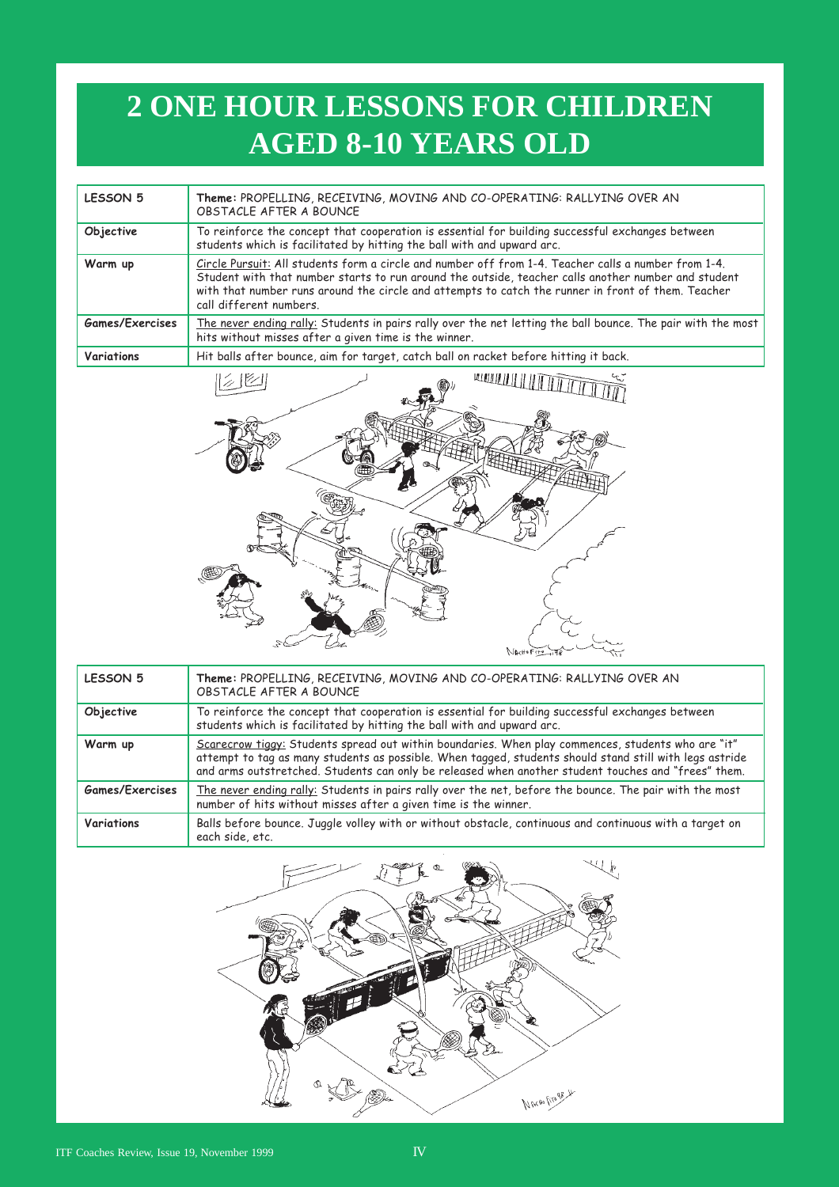# 2 ONE HOUR LESSONS FOR CHILDREN AGED 8-10 YEARS OLD

| LESSON 5 | **Theme:** PROPELLING, RECEIVING, MOVING AND CO-OPERATING: RALLYING OVER AN OBSTACLE AFTER A BOUNCE |
|---|---|
| **Objective** | To reinforce the concept that cooperation is essential for building successful exchanges between students which is facilitated by hitting the ball with and upward arc. |
| **Warm up** | Circle Pursuit: All students form a circle and number off from 1-4. Teacher calls a number from 1-4. Student with that number starts to run around the outside, teacher calls another number and student with that number runs around the circle and attempts to catch the runner in front of them. Teacher call different numbers. |
| **Games/Exercises** | The never ending rally: Students in pairs rally over the net letting the ball bounce. The pair with the most hits without misses after a given time is the winner. |
| **Variations** | Hit balls after bounce, aim for target, catch ball on racket before hitting it back. |

| LESSON 5 | **Theme:** PROPELLING, RECEIVING, MOVING AND CO-OPERATING: RALLYING OVER AN OBSTACLE AFTER A BOUNCE |
|---|---|
| **Objective** | To reinforce the concept that cooperation is essential for building successful exchanges between students which is facilitated by hitting the ball with and upward arc. |
| **Warm up** | Scarecrow tiggy: Students spread out within boundaries. When play commences, students who are "it" attempt to tag as many students as possible. When tagged, students should stand still with legs astride and arms outstretched. Students can only be released when another student touches and "frees" them. |
| **Games/Exercises** | The never ending rally: Students in pairs rally over the net, before the bounce. The pair with the most number of hits without misses after a given time is the winner. |
| **Variations** | Balls before bounce. Juggle volley with or without obstacle, continuous and continuous with a target on each side, etc. |